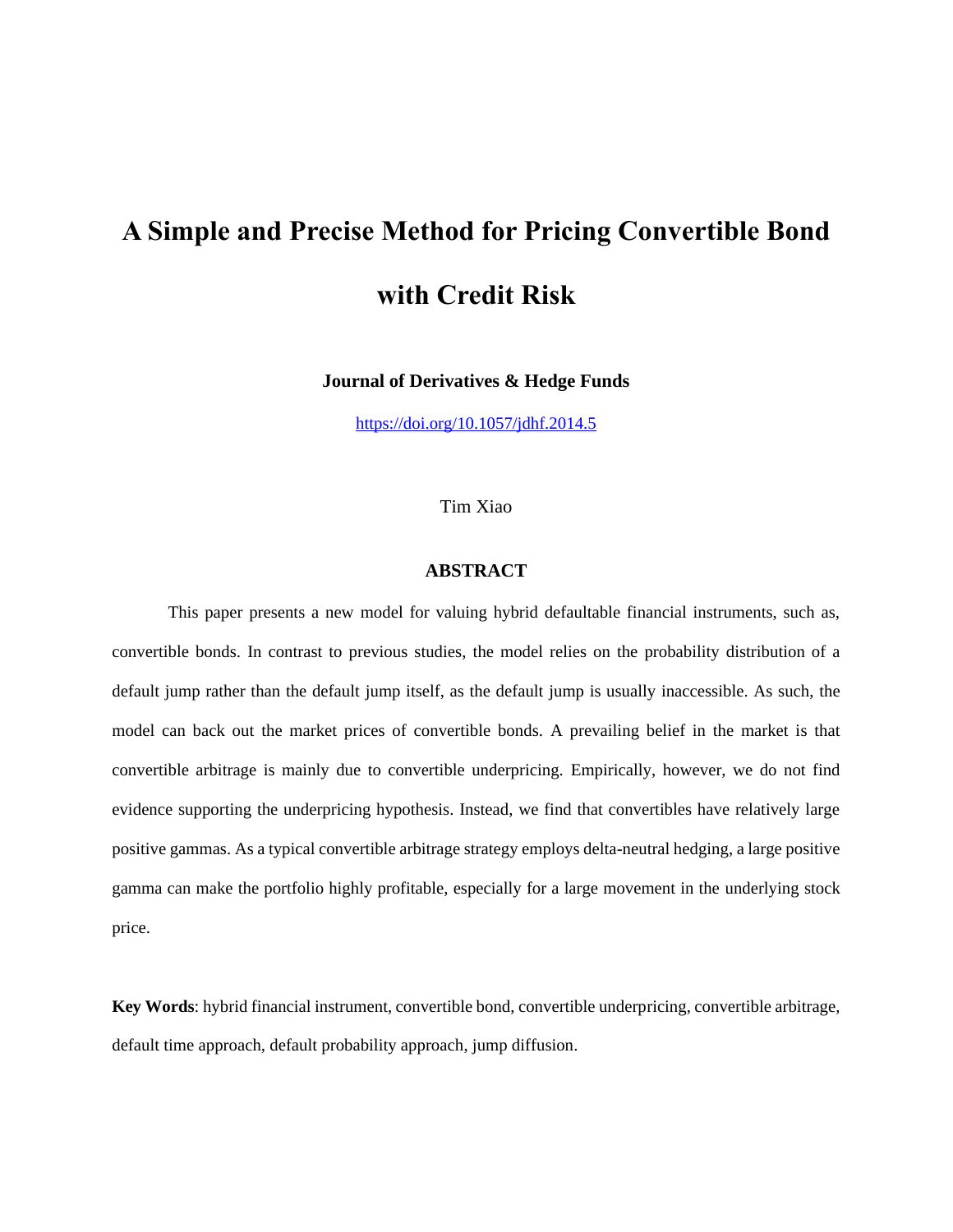# A Simple and Precise Method for Pricing Convertible Bond with Credit Risk

**Journal of Derivatives & Hedge Funds**

https://doi.org/10.1057/jdhf.2014.5

Tim Xiao

## ABSTRACT

This paper presents a new model for valuing hybrid defaultable financial instruments, such as, convertible bonds. In contrast to previous studies, the model relies on the probability distribution of a default jump rather than the default jump itself, as the default jump is usually inaccessible. As such, the model can back out the market prices of convertible bonds. A prevailing belief in the market is that convertible arbitrage is mainly due to convertible underpricing. Empirically, however, we do not find evidence supporting the underpricing hypothesis. Instead, we find that convertibles have relatively large positive gammas. As a typical convertible arbitrage strategy employs delta-neutral hedging, a large positive gamma can make the portfolio highly profitable, especially for a large movement in the underlying stock price.

**Key Words**: hybrid financial instrument, convertible bond, convertible underpricing, convertible arbitrage, default time approach, default probability approach, jump diffusion.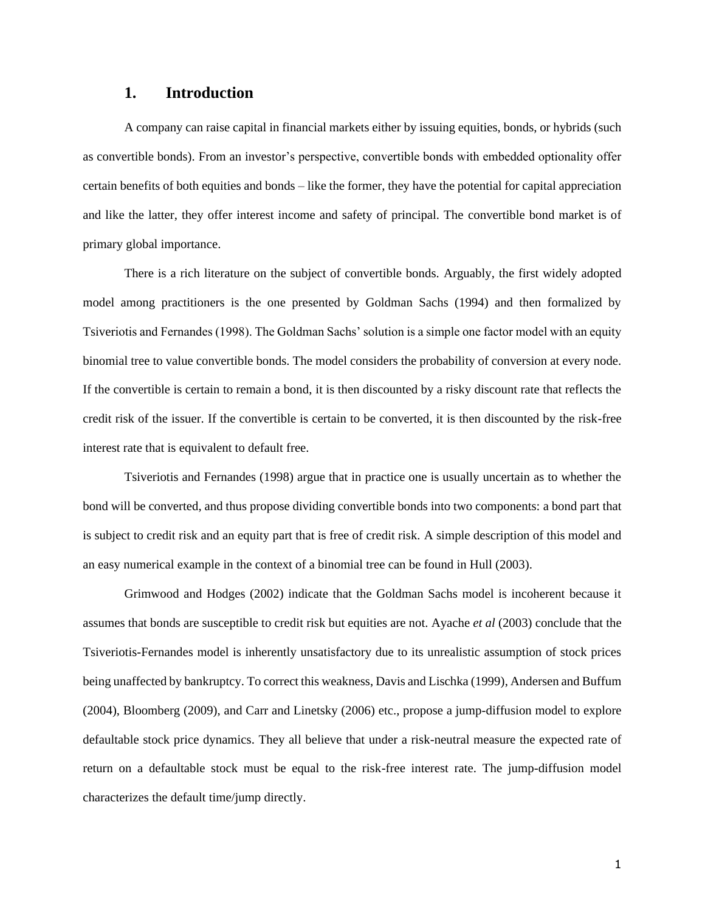# 1. Introduction

A company can raise capital in financial markets either by issuing equities, bonds, or hybrids (such as convertible bonds). From an investor's perspective, convertible bonds with embedded optionality offer certain benefits of both equities and bonds – like the former, they have the potential for capital appreciation and like the latter, they offer interest income and safety of principal. The convertible bond market is of primary global importance.

There is a rich literature on the subject of convertible bonds. Arguably, the first widely adopted model among practitioners is the one presented by Goldman Sachs (1994) and then formalized by Tsiveriotis and Fernandes (1998). The Goldman Sachs' solution is a simple one factor model with an equity binomial tree to value convertible bonds. The model considers the probability of conversion at every node. If the convertible is certain to remain a bond, it is then discounted by a risky discount rate that reflects the credit risk of the issuer. If the convertible is certain to be converted, it is then discounted by the risk-free interest rate that is equivalent to default free.

Tsiveriotis and Fernandes (1998) argue that in practice one is usually uncertain as to whether the bond will be converted, and thus propose dividing convertible bonds into two components: a bond part that is subject to credit risk and an equity part that is free of credit risk. A simple description of this model and an easy numerical example in the context of a binomial tree can be found in Hull (2003).

Grimwood and Hodges (2002) indicate that the Goldman Sachs model is incoherent because it assumes that bonds are susceptible to credit risk but equities are not. Ayache *et al* (2003) conclude that the Tsiveriotis-Fernandes model is inherently unsatisfactory due to its unrealistic assumption of stock prices being unaffected by bankruptcy. To correct this weakness, Davis and Lischka (1999), Andersen and Buffum (2004), Bloomberg (2009), and Carr and Linetsky (2006) etc., propose a jump-diffusion model to explore defaultable stock price dynamics. They all believe that under a risk-neutral measure the expected rate of return on a defaultable stock must be equal to the risk-free interest rate. The jump-diffusion model characterizes the default time/jump directly.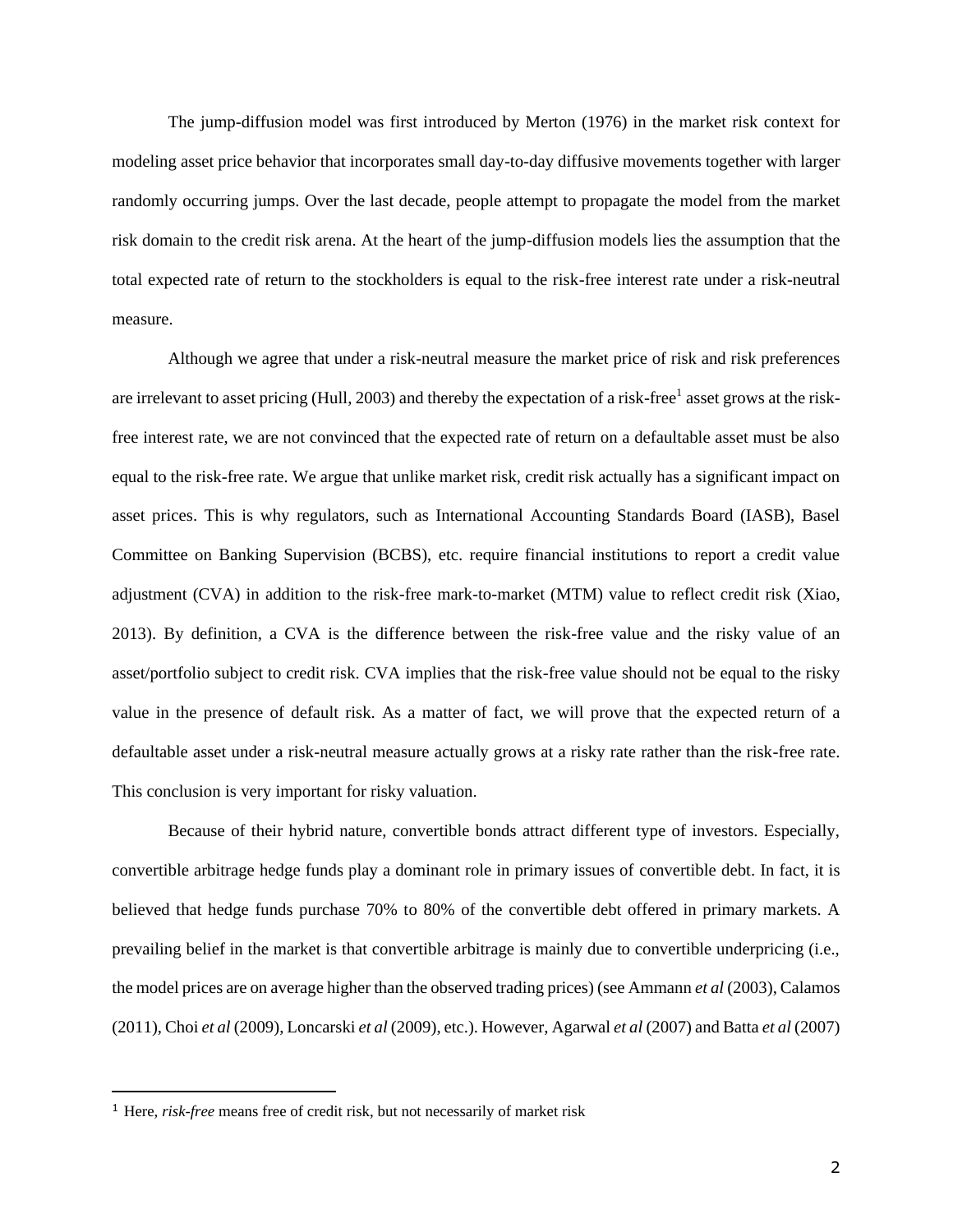The jump-diffusion model was first introduced by Merton (1976) in the market risk context for modeling asset price behavior that incorporates small day-to-day diffusive movements together with larger randomly occurring jumps. Over the last decade, people attempt to propagate the model from the market risk domain to the credit risk arena. At the heart of the jump-diffusion models lies the assumption that the total expected rate of return to the stockholders is equal to the risk-free interest rate under a risk-neutral measure.

Although we agree that under a risk-neutral measure the market price of risk and risk preferences are irrelevant to asset pricing (Hull, 2003) and thereby the expectation of a risk-free[1] asset grows at the risk-free interest rate, we are not convinced that the expected rate of return on a defaultable asset must be also equal to the risk-free rate. We argue that unlike market risk, credit risk actually has a significant impact on asset prices. This is why regulators, such as International Accounting Standards Board (IASB), Basel Committee on Banking Supervision (BCBS), etc. require financial institutions to report a credit value adjustment (CVA) in addition to the risk-free mark-to-market (MTM) value to reflect credit risk (Xiao, 2013). By definition, a CVA is the difference between the risk-free value and the risky value of an asset/portfolio subject to credit risk. CVA implies that the risk-free value should not be equal to the risky value in the presence of default risk. As a matter of fact, we will prove that the expected return of a defaultable asset under a risk-neutral measure actually grows at a risky rate rather than the risk-free rate. This conclusion is very important for risky valuation.

Because of their hybrid nature, convertible bonds attract different type of investors. Especially, convertible arbitrage hedge funds play a dominant role in primary issues of convertible debt. In fact, it is believed that hedge funds purchase 70% to 80% of the convertible debt offered in primary markets. A prevailing belief in the market is that convertible arbitrage is mainly due to convertible underpricing (i.e., the model prices are on average higher than the observed trading prices) (see Ammann *et al* (2003), Calamos (2011), Choi *et al* (2009), Loncarski *et al* (2009), etc.). However, Agarwal *et al* (2007) and Batta *et al* (2007)

---

[1] Here, *risk-free* means free of credit risk, but not necessarily of market risk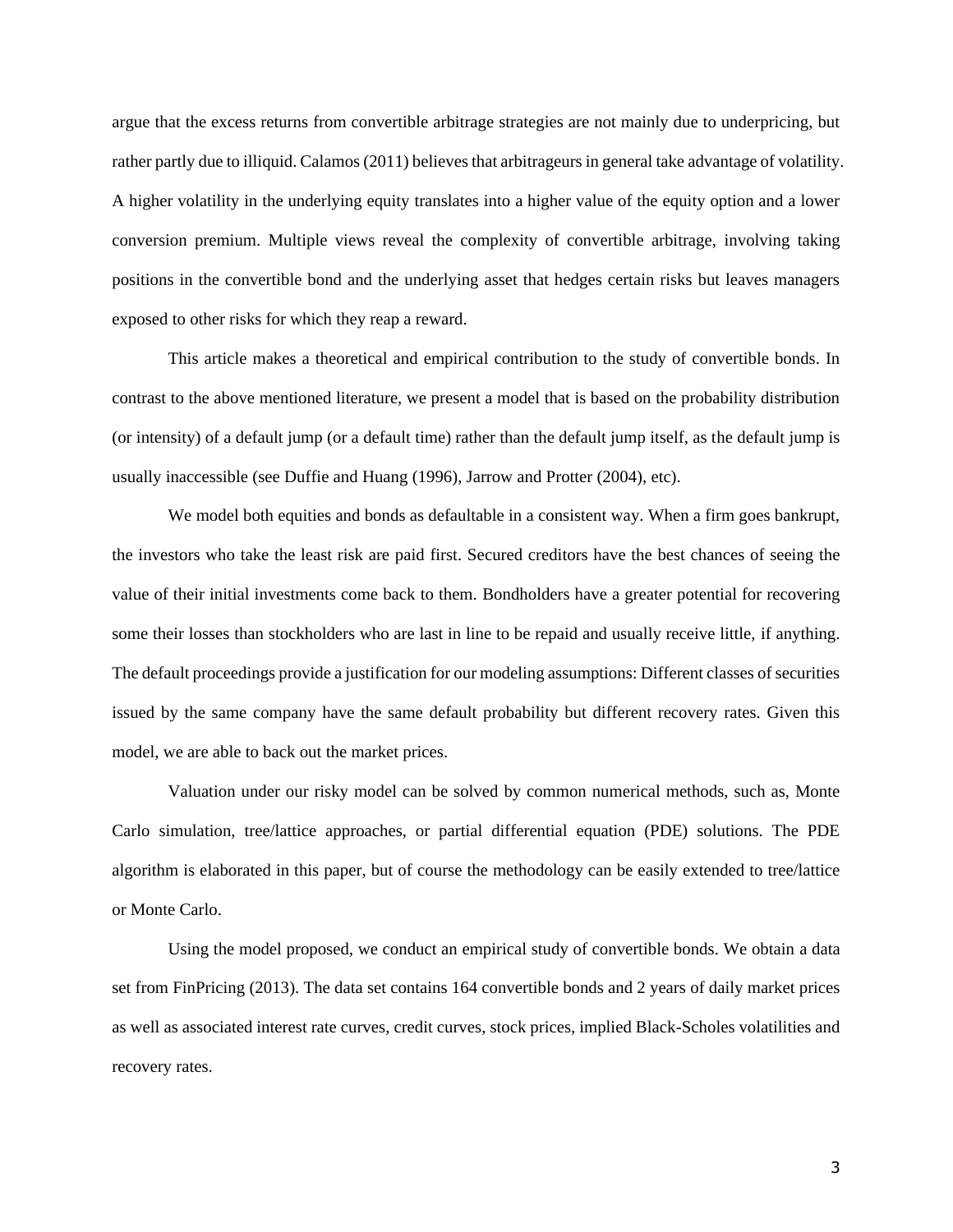argue that the excess returns from convertible arbitrage strategies are not mainly due to underpricing, but rather partly due to illiquid. Calamos (2011) believes that arbitrageurs in general take advantage of volatility. A higher volatility in the underlying equity translates into a higher value of the equity option and a lower conversion premium. Multiple views reveal the complexity of convertible arbitrage, involving taking positions in the convertible bond and the underlying asset that hedges certain risks but leaves managers exposed to other risks for which they reap a reward.

This article makes a theoretical and empirical contribution to the study of convertible bonds. In contrast to the above mentioned literature, we present a model that is based on the probability distribution (or intensity) of a default jump (or a default time) rather than the default jump itself, as the default jump is usually inaccessible (see Duffie and Huang (1996), Jarrow and Protter (2004), etc).

We model both equities and bonds as defaultable in a consistent way. When a firm goes bankrupt, the investors who take the least risk are paid first. Secured creditors have the best chances of seeing the value of their initial investments come back to them. Bondholders have a greater potential for recovering some their losses than stockholders who are last in line to be repaid and usually receive little, if anything. The default proceedings provide a justification for our modeling assumptions: Different classes of securities issued by the same company have the same default probability but different recovery rates. Given this model, we are able to back out the market prices.

Valuation under our risky model can be solved by common numerical methods, such as, Monte Carlo simulation, tree/lattice approaches, or partial differential equation (PDE) solutions. The PDE algorithm is elaborated in this paper, but of course the methodology can be easily extended to tree/lattice or Monte Carlo.

Using the model proposed, we conduct an empirical study of convertible bonds. We obtain a data set from FinPricing (2013). The data set contains 164 convertible bonds and 2 years of daily market prices as well as associated interest rate curves, credit curves, stock prices, implied Black-Scholes volatilities and recovery rates.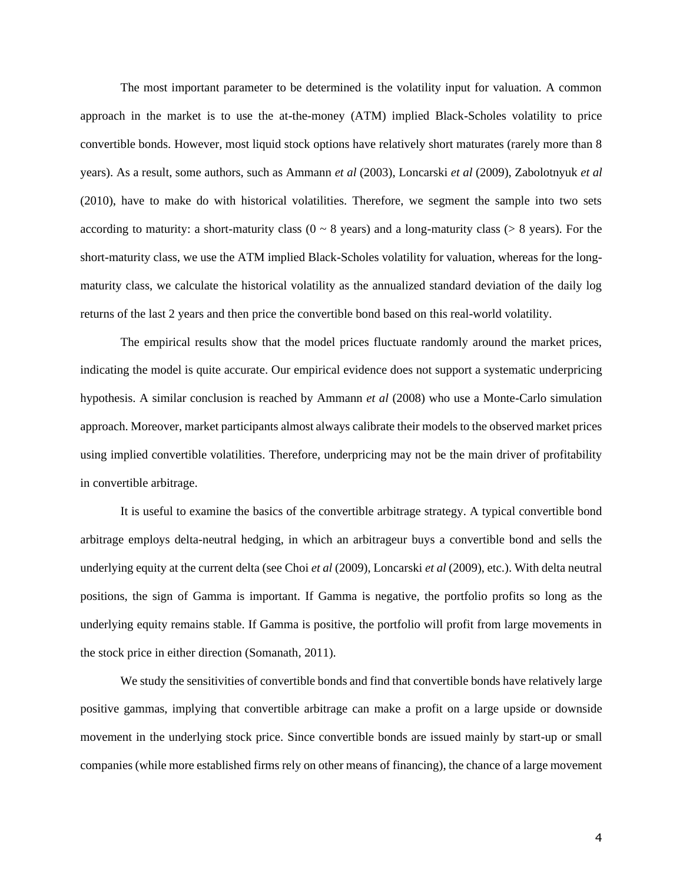The most important parameter to be determined is the volatility input for valuation. A common approach in the market is to use the at-the-money (ATM) implied Black-Scholes volatility to price convertible bonds. However, most liquid stock options have relatively short maturates (rarely more than 8 years). As a result, some authors, such as Ammann *et al* (2003), Loncarski *et al* (2009), Zabolotnyuk *et al* (2010), have to make do with historical volatilities. Therefore, we segment the sample into two sets according to maturity: a short-maturity class (0 ~ 8 years) and a long-maturity class (> 8 years). For the short-maturity class, we use the ATM implied Black-Scholes volatility for valuation, whereas for the long-maturity class, we calculate the historical volatility as the annualized standard deviation of the daily log returns of the last 2 years and then price the convertible bond based on this real-world volatility.

The empirical results show that the model prices fluctuate randomly around the market prices, indicating the model is quite accurate. Our empirical evidence does not support a systematic underpricing hypothesis. A similar conclusion is reached by Ammann *et al* (2008) who use a Monte-Carlo simulation approach. Moreover, market participants almost always calibrate their models to the observed market prices using implied convertible volatilities. Therefore, underpricing may not be the main driver of profitability in convertible arbitrage.

It is useful to examine the basics of the convertible arbitrage strategy. A typical convertible bond arbitrage employs delta-neutral hedging, in which an arbitrageur buys a convertible bond and sells the underlying equity at the current delta (see Choi *et al* (2009), Loncarski *et al* (2009), etc.). With delta neutral positions, the sign of Gamma is important. If Gamma is negative, the portfolio profits so long as the underlying equity remains stable. If Gamma is positive, the portfolio will profit from large movements in the stock price in either direction (Somanath, 2011).

We study the sensitivities of convertible bonds and find that convertible bonds have relatively large positive gammas, implying that convertible arbitrage can make a profit on a large upside or downside movement in the underlying stock price. Since convertible bonds are issued mainly by start-up or small companies (while more established firms rely on other means of financing), the chance of a large movement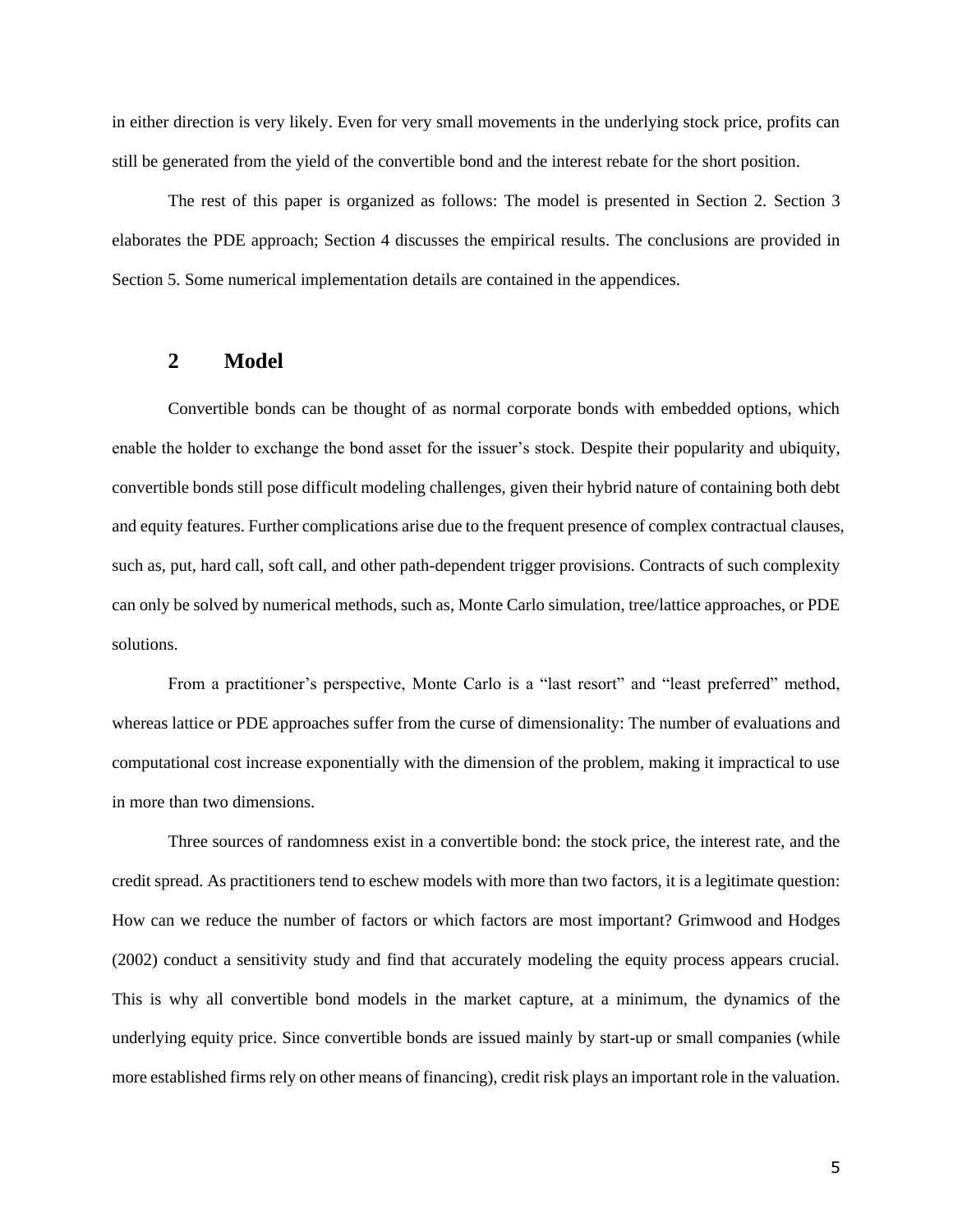in either direction is very likely. Even for very small movements in the underlying stock price, profits can still be generated from the yield of the convertible bond and the interest rebate for the short position.

The rest of this paper is organized as follows: The model is presented in Section 2. Section 3 elaborates the PDE approach; Section 4 discusses the empirical results. The conclusions are provided in Section 5. Some numerical implementation details are contained in the appendices.

## 2 Model

Convertible bonds can be thought of as normal corporate bonds with embedded options, which enable the holder to exchange the bond asset for the issuer's stock. Despite their popularity and ubiquity, convertible bonds still pose difficult modeling challenges, given their hybrid nature of containing both debt and equity features. Further complications arise due to the frequent presence of complex contractual clauses, such as, put, hard call, soft call, and other path-dependent trigger provisions. Contracts of such complexity can only be solved by numerical methods, such as, Monte Carlo simulation, tree/lattice approaches, or PDE solutions.

From a practitioner's perspective, Monte Carlo is a "last resort" and "least preferred" method, whereas lattice or PDE approaches suffer from the curse of dimensionality: The number of evaluations and computational cost increase exponentially with the dimension of the problem, making it impractical to use in more than two dimensions.

Three sources of randomness exist in a convertible bond: the stock price, the interest rate, and the credit spread. As practitioners tend to eschew models with more than two factors, it is a legitimate question: How can we reduce the number of factors or which factors are most important? Grimwood and Hodges (2002) conduct a sensitivity study and find that accurately modeling the equity process appears crucial. This is why all convertible bond models in the market capture, at a minimum, the dynamics of the underlying equity price. Since convertible bonds are issued mainly by start-up or small companies (while more established firms rely on other means of financing), credit risk plays an important role in the valuation.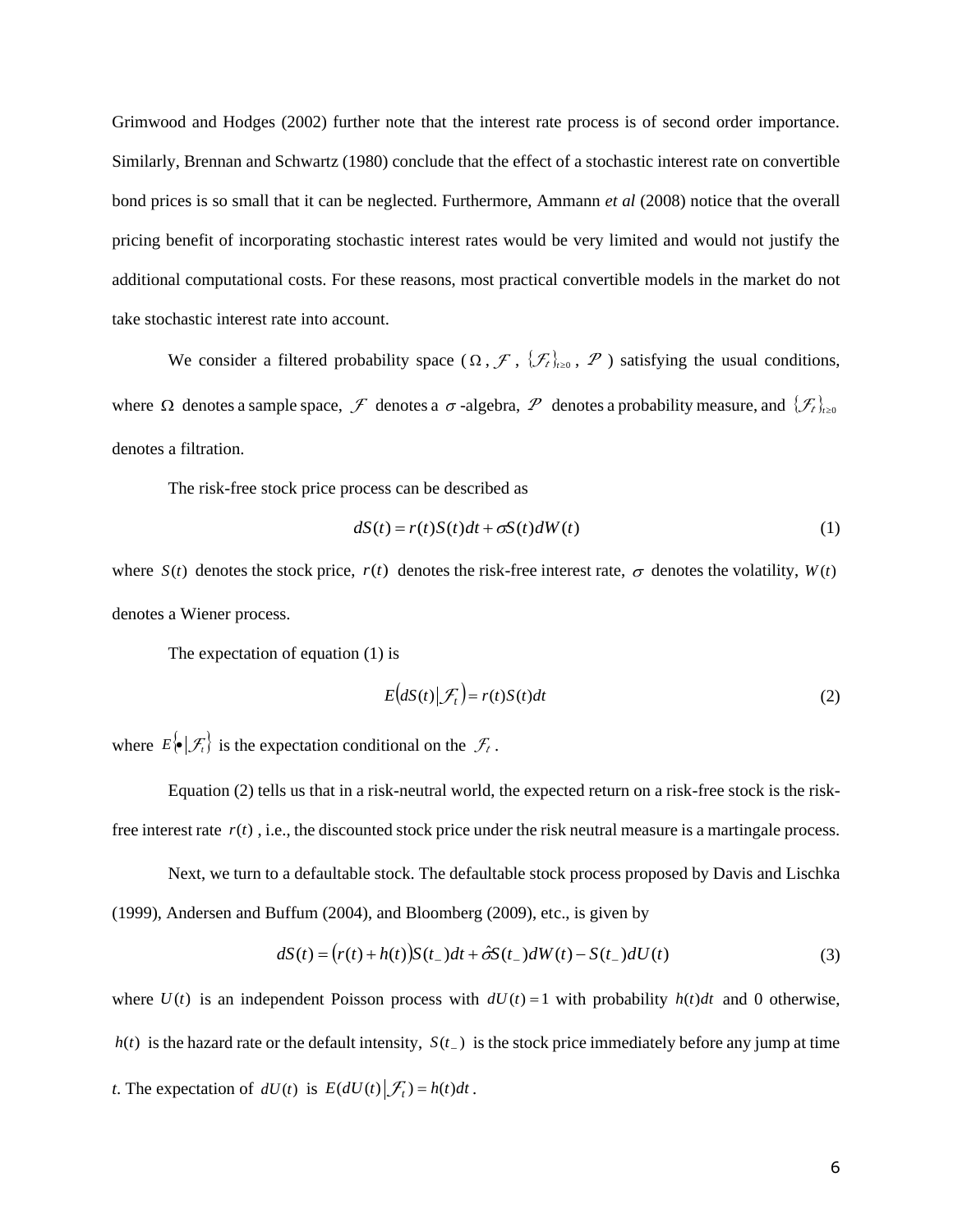Grimwood and Hodges (2002) further note that the interest rate process is of second order importance. Similarly, Brennan and Schwartz (1980) conclude that the effect of a stochastic interest rate on convertible bond prices is so small that it can be neglected. Furthermore, Ammann *et al* (2008) notice that the overall pricing benefit of incorporating stochastic interest rates would be very limited and would not justify the additional computational costs. For these reasons, most practical convertible models in the market do not take stochastic interest rate into account.

We consider a filtered probability space ( $\Omega$ , $\mathcal{F}$ , $\{\mathcal{F}_t\}_{t\geq 0}$ , $\mathcal{P}$ ) satisfying the usual conditions, where $\Omega$ denotes a sample space, $\mathcal{F}$ denotes a $\sigma$ -algebra, $\mathcal{P}$ denotes a probability measure, and $\{\mathcal{F}_t\}_{t\geq 0}$ denotes a filtration.

The risk-free stock price process can be described as

$$dS(t) = r(t)S(t)dt + \sigma S(t)dW(t) \tag{1}$$

where $S(t)$ denotes the stock price, $r(t)$ denotes the risk-free interest rate, $\sigma$ denotes the volatility, $W(t)$ denotes a Wiener process.

The expectation of equation (1) is

$$E\big(dS(t)\big|\mathcal{F}_t\big) = r(t)S(t)dt \tag{2}$$

where $E\{\bullet|\mathcal{F}_t\}$ is the expectation conditional on the $\mathcal{F}_t$ .

Equation (2) tells us that in a risk-neutral world, the expected return on a risk-free stock is the risk-free interest rate $r(t)$ , i.e., the discounted stock price under the risk neutral measure is a martingale process.

Next, we turn to a defaultable stock. The defaultable stock process proposed by Davis and Lischka (1999), Andersen and Buffum (2004), and Bloomberg (2009), etc., is given by

$$dS(t) = \big(r(t) + h(t)\big)S(t_-)dt + \hat{\sigma}S(t_-)dW(t) - S(t_-)dU(t) \tag{3}$$

where $U(t)$ is an independent Poisson process with $dU(t) = 1$ with probability $h(t)dt$ and 0 otherwise, $h(t)$ is the hazard rate or the default intensity, $S(t_-)$ is the stock price immediately before any jump at time *t*. The expectation of $dU(t)$ is $E(dU(t)\big|\mathcal{F}_t) = h(t)dt$ .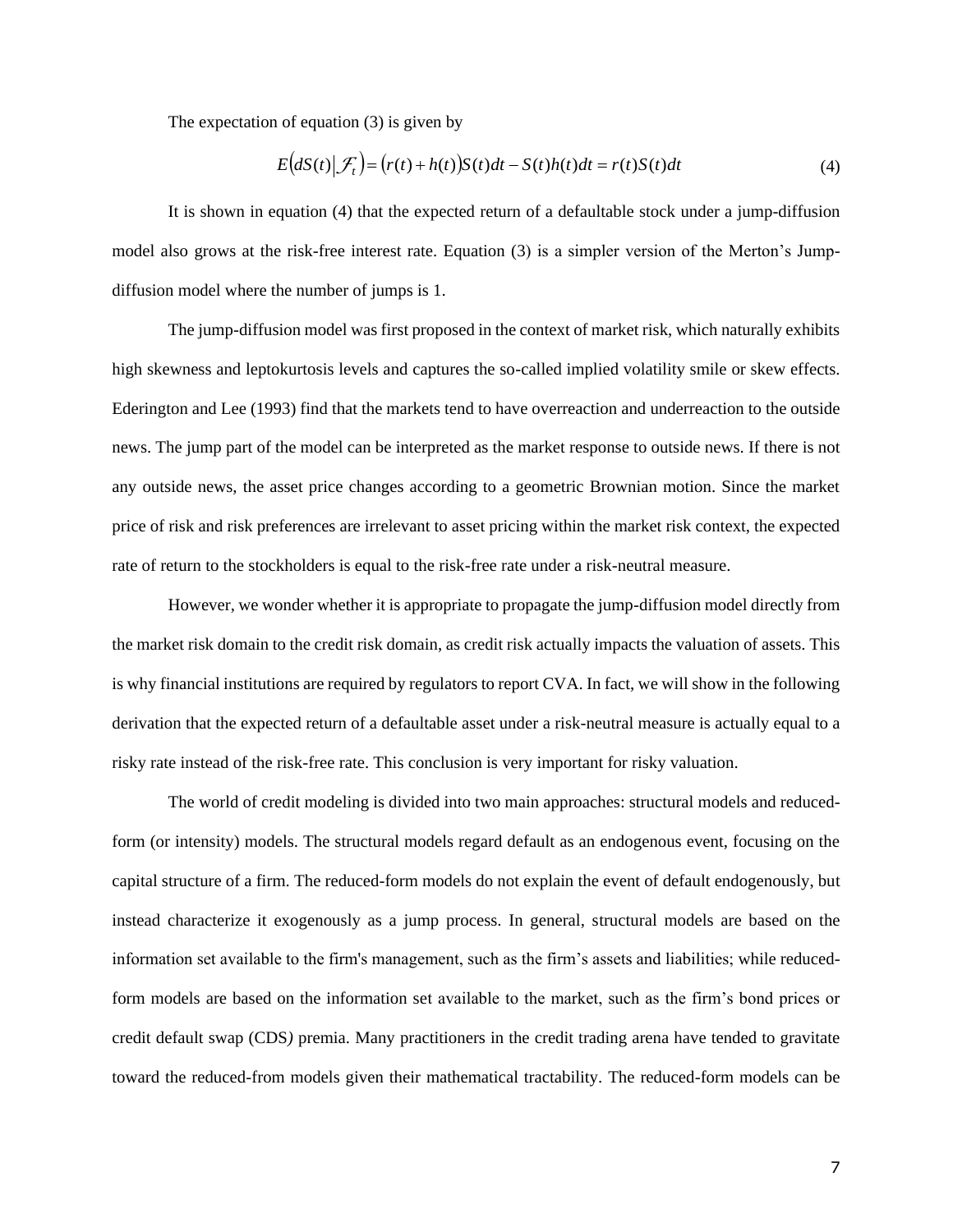The expectation of equation (3) is given by

$$E\big(dS(t)\big|\mathcal{F}_t\big) = \big(r(t) + h(t)\big)S(t)dt - S(t)h(t)dt = r(t)S(t)dt \tag{4}$$

It is shown in equation (4) that the expected return of a defaultable stock under a jump-diffusion model also grows at the risk-free interest rate. Equation (3) is a simpler version of the Merton's Jump-diffusion model where the number of jumps is 1.

The jump-diffusion model was first proposed in the context of market risk, which naturally exhibits high skewness and leptokurtosis levels and captures the so-called implied volatility smile or skew effects. Ederington and Lee (1993) find that the markets tend to have overreaction and underreaction to the outside news. The jump part of the model can be interpreted as the market response to outside news. If there is not any outside news, the asset price changes according to a geometric Brownian motion. Since the market price of risk and risk preferences are irrelevant to asset pricing within the market risk context, the expected rate of return to the stockholders is equal to the risk-free rate under a risk-neutral measure.

However, we wonder whether it is appropriate to propagate the jump-diffusion model directly from the market risk domain to the credit risk domain, as credit risk actually impacts the valuation of assets. This is why financial institutions are required by regulators to report CVA. In fact, we will show in the following derivation that the expected return of a defaultable asset under a risk-neutral measure is actually equal to a risky rate instead of the risk-free rate. This conclusion is very important for risky valuation.

The world of credit modeling is divided into two main approaches: structural models and reduced-form (or intensity) models. The structural models regard default as an endogenous event, focusing on the capital structure of a firm. The reduced-form models do not explain the event of default endogenously, but instead characterize it exogenously as a jump process. In general, structural models are based on the information set available to the firm's management, such as the firm's assets and liabilities; while reduced-form models are based on the information set available to the market, such as the firm's bond prices or credit default swap (CDS*)* premia. Many practitioners in the credit trading arena have tended to gravitate toward the reduced-from models given their mathematical tractability. The reduced-form models can be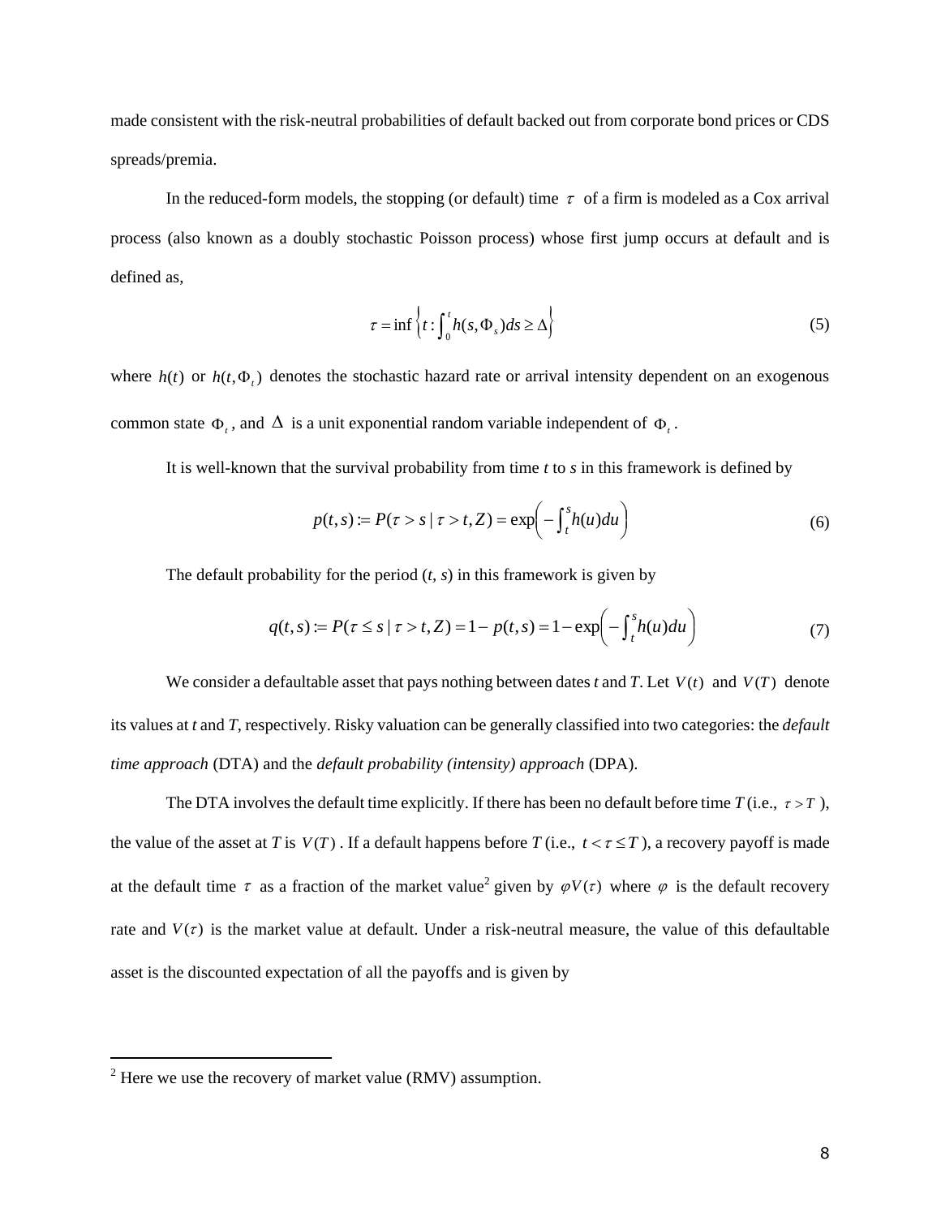made consistent with the risk-neutral probabilities of default backed out from corporate bond prices or CDS spreads/premia.

In the reduced-form models, the stopping (or default) time $\tau$ of a firm is modeled as a Cox arrival process (also known as a doubly stochastic Poisson process) whose first jump occurs at default and is defined as,

$$\tau = \inf\left\{t : \int_0^t h(s, \Phi_s)ds \geq \Delta\right\} \tag{5}$$

where $h(t)$ or $h(t, \Phi_t)$ denotes the stochastic hazard rate or arrival intensity dependent on an exogenous common state $\Phi_t$, and $\Delta$ is a unit exponential random variable independent of $\Phi_t$.

It is well-known that the survival probability from time *t* to *s* in this framework is defined by

$$p(t,s) := P(\tau > s \mid \tau > t, Z) = \exp\left(-\int_t^s h(u)du\right) \tag{6}$$

The default probability for the period (*t*, *s*) in this framework is given by

$$q(t,s) := P(\tau \leq s \mid \tau > t, Z) = 1 - p(t,s) = 1 - \exp\left(-\int_t^s h(u)du\right) \tag{7}$$

We consider a defaultable asset that pays nothing between dates *t* and *T*. Let $V(t)$ and $V(T)$ denote its values at *t* and *T*, respectively. Risky valuation can be generally classified into two categories: the *default time approach* (DTA) and the *default probability (intensity) approach* (DPA).

The DTA involves the default time explicitly. If there has been no default before time *T* (i.e., $\tau > T$), the value of the asset at *T* is $V(T)$. If a default happens before *T* (i.e., $t < \tau \leq T$), a recovery payoff is made at the default time $\tau$ as a fraction of the market value[2] given by $\varphi V(\tau)$ where $\varphi$ is the default recovery rate and $V(\tau)$ is the market value at default. Under a risk-neutral measure, the value of this defaultable asset is the discounted expectation of all the payoffs and is given by

[2] Here we use the recovery of market value (RMV) assumption.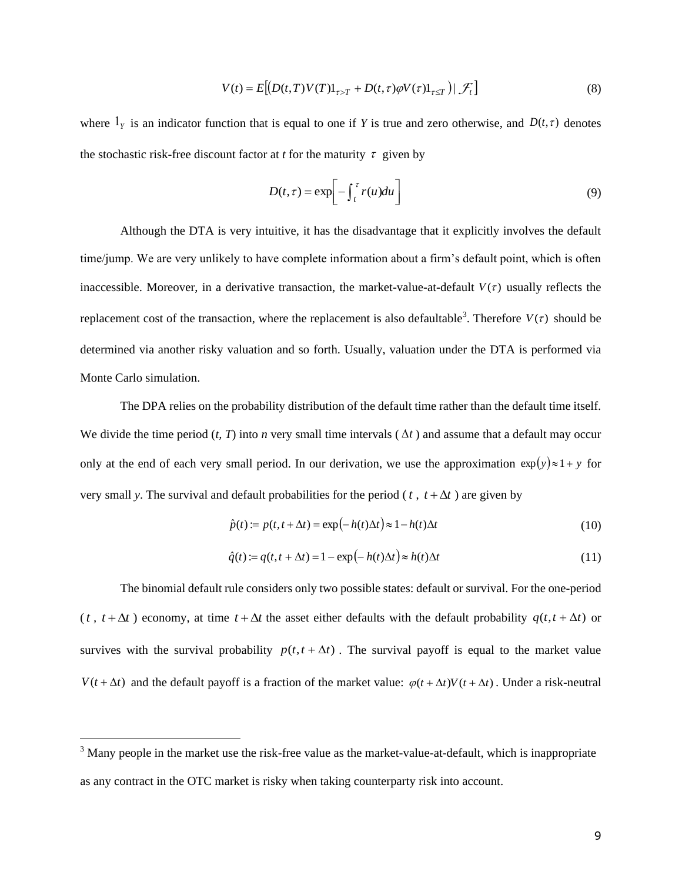$$V(t) = E\left[\left(D(t,T)V(T)1_{\tau>T} + D(t,\tau)\varphi V(\tau)1_{\tau\le T}\right) | \mathcal{F}_t\right] \tag{8}$$

where $1_Y$ is an indicator function that is equal to one if *Y* is true and zero otherwise, and $D(t,\tau)$ denotes the stochastic risk-free discount factor at *t* for the maturity $\tau$ given by

$$D(t,\tau) = \exp\left[-\int_t^\tau r(u)du\right] \tag{9}$$

Although the DTA is very intuitive, it has the disadvantage that it explicitly involves the default time/jump. We are very unlikely to have complete information about a firm's default point, which is often inaccessible. Moreover, in a derivative transaction, the market-value-at-default $V(\tau)$ usually reflects the replacement cost of the transaction, where the replacement is also defaultable[3]. Therefore $V(\tau)$ should be determined via another risky valuation and so forth. Usually, valuation under the DTA is performed via Monte Carlo simulation.

The DPA relies on the probability distribution of the default time rather than the default time itself. We divide the time period (*t*, *T*) into *n* very small time intervals ($\Delta t$) and assume that a default may occur only at the end of each very small period. In our derivation, we use the approximation $\exp(y) \approx 1 + y$ for very small *y*. The survival and default probabilities for the period ($t$, $t+\Delta t$) are given by

$$\hat{p}(t) := p(t, t+\Delta t) = \exp(-h(t)\Delta t) \approx 1 - h(t)\Delta t \tag{10}$$

$$\hat{q}(t) := q(t, t+\Delta t) = 1 - \exp(-h(t)\Delta t) \approx h(t)\Delta t \tag{11}$$

The binomial default rule considers only two possible states: default or survival. For the one-period ($t$, $t+\Delta t$) economy, at time $t+\Delta t$ the asset either defaults with the default probability $q(t, t+\Delta t)$ or survives with the survival probability $p(t, t+\Delta t)$. The survival payoff is equal to the market value $V(t+\Delta t)$ and the default payoff is a fraction of the market value: $\varphi(t+\Delta t)V(t+\Delta t)$. Under a risk-neutral

---

[3] Many people in the market use the risk-free value as the market-value-at-default, which is inappropriate as any contract in the OTC market is risky when taking counterparty risk into account.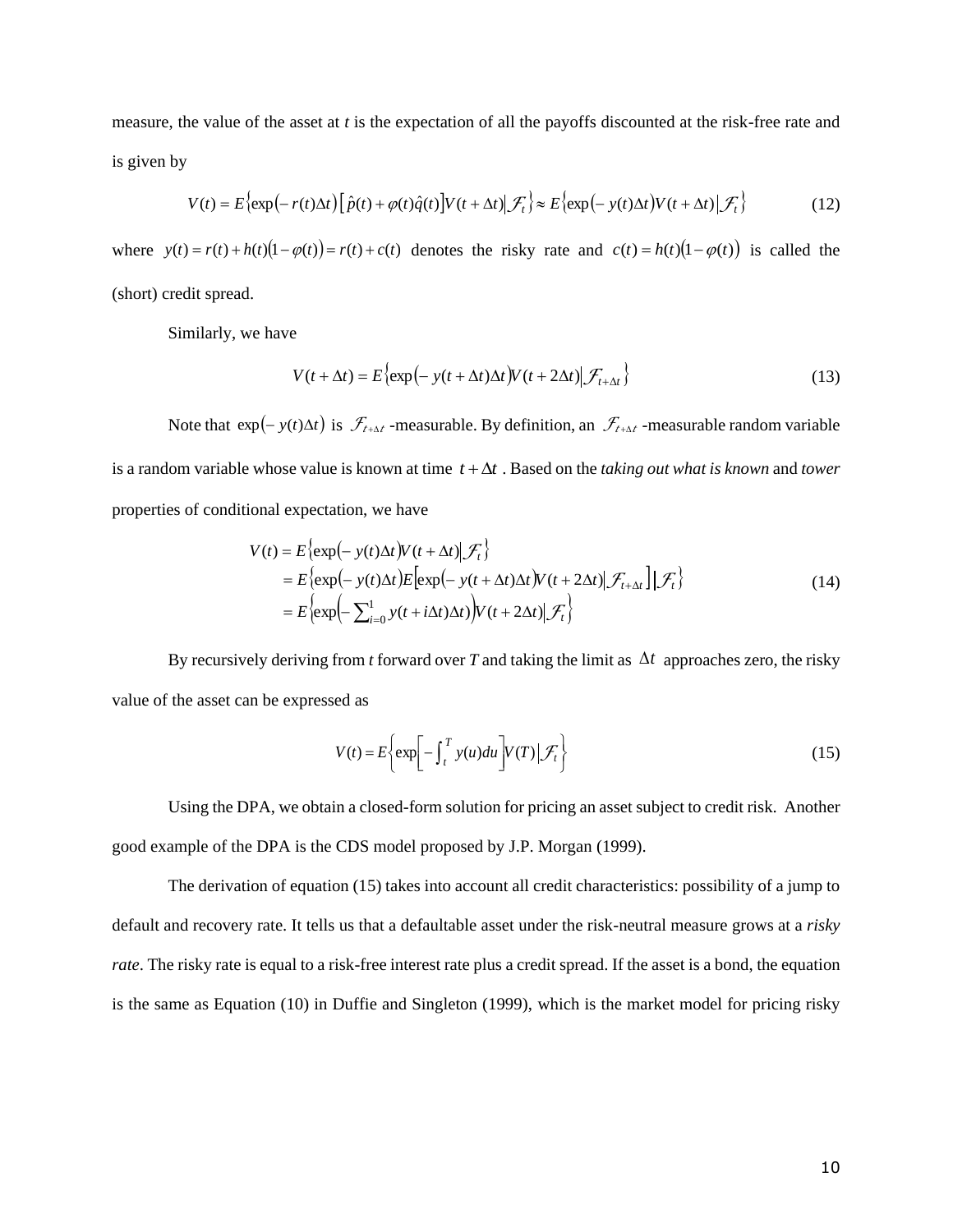measure, the value of the asset at $t$ is the expectation of all the payoffs discounted at the risk-free rate and is given by

$$V(t) = E\left\{\exp\left(-r(t)\Delta t\right)\left[\hat{p}(t) + \varphi(t)\hat{q}(t)\right]V(t+\Delta t)\middle|\mathcal{F}_t\right\} \approx E\left\{\exp\left(-y(t)\Delta t\right)V(t+\Delta t)\middle|\mathcal{F}_t\right\} \tag{12}$$

where $y(t) = r(t) + h(t)(1-\varphi(t)) = r(t) + c(t)$ denotes the risky rate and $c(t) = h(t)(1-\varphi(t))$ is called the (short) credit spread.

Similarly, we have

$$V(t+\Delta t) = E\left\{\exp\left(-y(t+\Delta t)\Delta t\right)V(t+2\Delta t)\middle|\mathcal{F}_{t+\Delta t}\right\} \tag{13}$$

Note that $\exp(-y(t)\Delta t)$ is $\mathcal{F}_{t+\Delta t}$ -measurable. By definition, an $\mathcal{F}_{t+\Delta t}$ -measurable random variable is a random variable whose value is known at time $t+\Delta t$. Based on the *taking out what is known* and *tower* properties of conditional expectation, we have

$$\begin{aligned} V(t) &= E\left\{\exp\left(-y(t)\Delta t\right)V(t+\Delta t)\middle|\mathcal{F}_t\right\} \\ &= E\left\{\exp\left(-y(t)\Delta t\right)E\left[\exp\left(-y(t+\Delta t)\Delta t\right)V(t+2\Delta t)\middle|\mathcal{F}_{t+\Delta t}\right]\middle|\mathcal{F}_t\right\} \\ &= E\left\{\exp\left(-\sum_{i=0}^{1} y(t+i\Delta t)\Delta t\right)V(t+2\Delta t)\middle|\mathcal{F}_t\right\} \end{aligned} \tag{14}$$

By recursively deriving from $t$ forward over $T$ and taking the limit as $\Delta t$ approaches zero, the risky value of the asset can be expressed as

$$V(t) = E\left\{\exp\left[-\int_t^T y(u)du\right]V(T)\middle|\mathcal{F}_t\right\} \tag{15}$$

Using the DPA, we obtain a closed-form solution for pricing an asset subject to credit risk. Another good example of the DPA is the CDS model proposed by J.P. Morgan (1999).

The derivation of equation (15) takes into account all credit characteristics: possibility of a jump to default and recovery rate. It tells us that a defaultable asset under the risk-neutral measure grows at a *risky rate*. The risky rate is equal to a risk-free interest rate plus a credit spread. If the asset is a bond, the equation is the same as Equation (10) in Duffie and Singleton (1999), which is the market model for pricing risky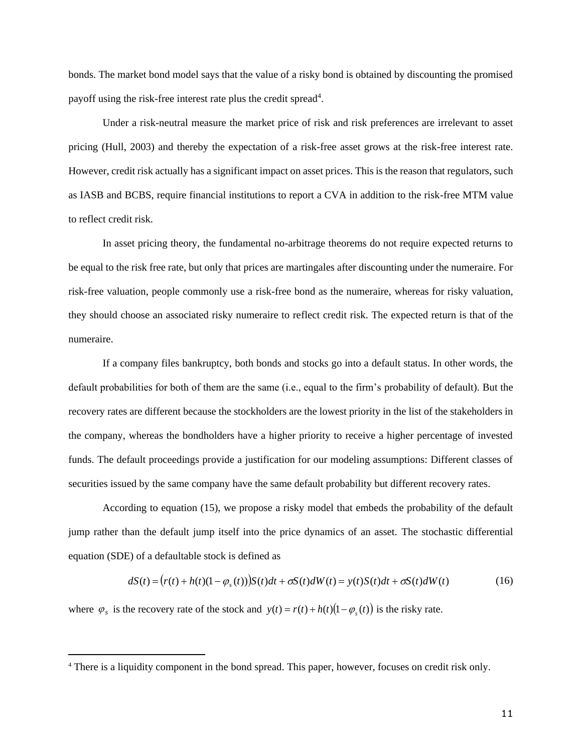bonds. The market bond model says that the value of a risky bond is obtained by discounting the promised payoff using the risk-free interest rate plus the credit spread[4].

Under a risk-neutral measure the market price of risk and risk preferences are irrelevant to asset pricing (Hull, 2003) and thereby the expectation of a risk-free asset grows at the risk-free interest rate. However, credit risk actually has a significant impact on asset prices. This is the reason that regulators, such as IASB and BCBS, require financial institutions to report a CVA in addition to the risk-free MTM value to reflect credit risk.

In asset pricing theory, the fundamental no-arbitrage theorems do not require expected returns to be equal to the risk free rate, but only that prices are martingales after discounting under the numeraire. For risk-free valuation, people commonly use a risk-free bond as the numeraire, whereas for risky valuation, they should choose an associated risky numeraire to reflect credit risk. The expected return is that of the numeraire.

If a company files bankruptcy, both bonds and stocks go into a default status. In other words, the default probabilities for both of them are the same (i.e., equal to the firm's probability of default). But the recovery rates are different because the stockholders are the lowest priority in the list of the stakeholders in the company, whereas the bondholders have a higher priority to receive a higher percentage of invested funds. The default proceedings provide a justification for our modeling assumptions: Different classes of securities issued by the same company have the same default probability but different recovery rates.

According to equation (15), we propose a risky model that embeds the probability of the default jump rather than the default jump itself into the price dynamics of an asset. The stochastic differential equation (SDE) of a defaultable stock is defined as

$$dS(t) = \big(r(t) + h(t)(1 - \varphi_s(t))\big)S(t)dt + \sigma S(t)dW(t) = y(t)S(t)dt + \sigma S(t)dW(t) \tag{16}$$

where $\varphi_s$ is the recovery rate of the stock and $y(t) = r(t) + h(t)\big(1 - \varphi_s(t)\big)$ is the risky rate.

[4] There is a liquidity component in the bond spread. This paper, however, focuses on credit risk only.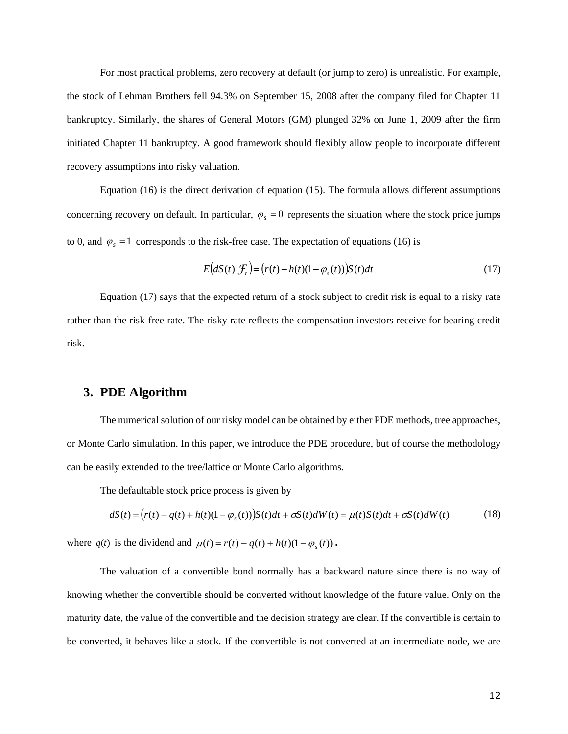For most practical problems, zero recovery at default (or jump to zero) is unrealistic. For example, the stock of Lehman Brothers fell 94.3% on September 15, 2008 after the company filed for Chapter 11 bankruptcy. Similarly, the shares of General Motors (GM) plunged 32% on June 1, 2009 after the firm initiated Chapter 11 bankruptcy. A good framework should flexibly allow people to incorporate different recovery assumptions into risky valuation.

Equation (16) is the direct derivation of equation (15). The formula allows different assumptions concerning recovery on default. In particular, $\varphi_s = 0$ represents the situation where the stock price jumps to 0, and $\varphi_s = 1$ corresponds to the risk-free case. The expectation of equations (16) is

$$E\left(dS(t)\middle|\mathcal{F}_t\right) = \left(r(t) + h(t)(1-\varphi_s(t))\right)S(t)dt \tag{17}$$

Equation (17) says that the expected return of a stock subject to credit risk is equal to a risky rate rather than the risk-free rate. The risky rate reflects the compensation investors receive for bearing credit risk.

## 3. PDE Algorithm

The numerical solution of our risky model can be obtained by either PDE methods, tree approaches, or Monte Carlo simulation. In this paper, we introduce the PDE procedure, but of course the methodology can be easily extended to the tree/lattice or Monte Carlo algorithms.

The defaultable stock price process is given by

$$dS(t) = \left(r(t) - q(t) + h(t)(1-\varphi_s(t))\right)S(t)dt + \sigma S(t)dW(t) = \mu(t)S(t)dt + \sigma S(t)dW(t) \tag{18}$$

where $q(t)$ is the dividend and $\mu(t) = r(t) - q(t) + h(t)(1-\varphi_s(t))$.

The valuation of a convertible bond normally has a backward nature since there is no way of knowing whether the convertible should be converted without knowledge of the future value. Only on the maturity date, the value of the convertible and the decision strategy are clear. If the convertible is certain to be converted, it behaves like a stock. If the convertible is not converted at an intermediate node, we are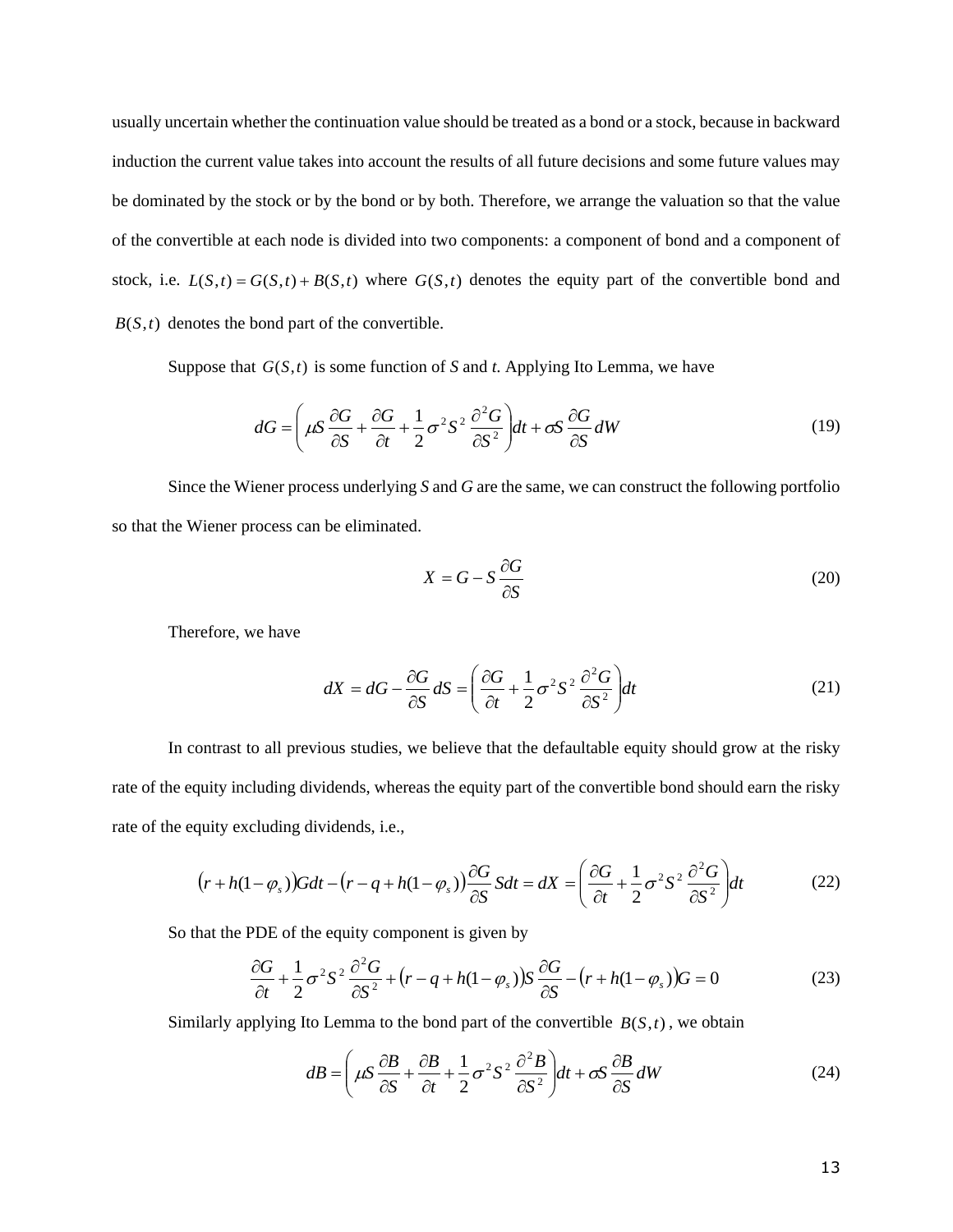usually uncertain whether the continuation value should be treated as a bond or a stock, because in backward induction the current value takes into account the results of all future decisions and some future values may be dominated by the stock or by the bond or by both. Therefore, we arrange the valuation so that the value of the convertible at each node is divided into two components: a component of bond and a component of stock, i.e. $L(S,t) = G(S,t) + B(S,t)$ where $G(S,t)$ denotes the equity part of the convertible bond and $B(S,t)$ denotes the bond part of the convertible.

Suppose that $G(S,t)$ is some function of *S* and *t*. Applying Ito Lemma, we have

$$dG = \left( \mu S \frac{\partial G}{\partial S} + \frac{\partial G}{\partial t} + \frac{1}{2}\sigma^2 S^2 \frac{\partial^2 G}{\partial S^2} \right) dt + \sigma S \frac{\partial G}{\partial S} dW \tag{19}$$

Since the Wiener process underlying *S* and *G* are the same, we can construct the following portfolio so that the Wiener process can be eliminated.

$$X = G - S \frac{\partial G}{\partial S} \tag{20}$$

Therefore, we have

$$dX = dG - \frac{\partial G}{\partial S} dS = \left( \frac{\partial G}{\partial t} + \frac{1}{2}\sigma^2 S^2 \frac{\partial^2 G}{\partial S^2} \right) dt \tag{21}$$

In contrast to all previous studies, we believe that the defaultable equity should grow at the risky rate of the equity including dividends, whereas the equity part of the convertible bond should earn the risky rate of the equity excluding dividends, i.e.,

$$\left(r + h(1-\varphi_s)\right) G dt - \left(r - q + h(1-\varphi_s)\right) \frac{\partial G}{\partial S} S dt = dX = \left( \frac{\partial G}{\partial t} + \frac{1}{2}\sigma^2 S^2 \frac{\partial^2 G}{\partial S^2} \right) dt \tag{22}$$

So that the PDE of the equity component is given by

$$\frac{\partial G}{\partial t} + \frac{1}{2}\sigma^2 S^2 \frac{\partial^2 G}{\partial S^2} + \left(r - q + h(1-\varphi_s)\right) S \frac{\partial G}{\partial S} - \left(r + h(1-\varphi_s)\right) G = 0 \tag{23}$$

Similarly applying Ito Lemma to the bond part of the convertible $B(S,t)$, we obtain

$$dB = \left( \mu S \frac{\partial B}{\partial S} + \frac{\partial B}{\partial t} + \frac{1}{2}\sigma^2 S^2 \frac{\partial^2 B}{\partial S^2} \right) dt + \sigma S \frac{\partial B}{\partial S} dW \tag{24}$$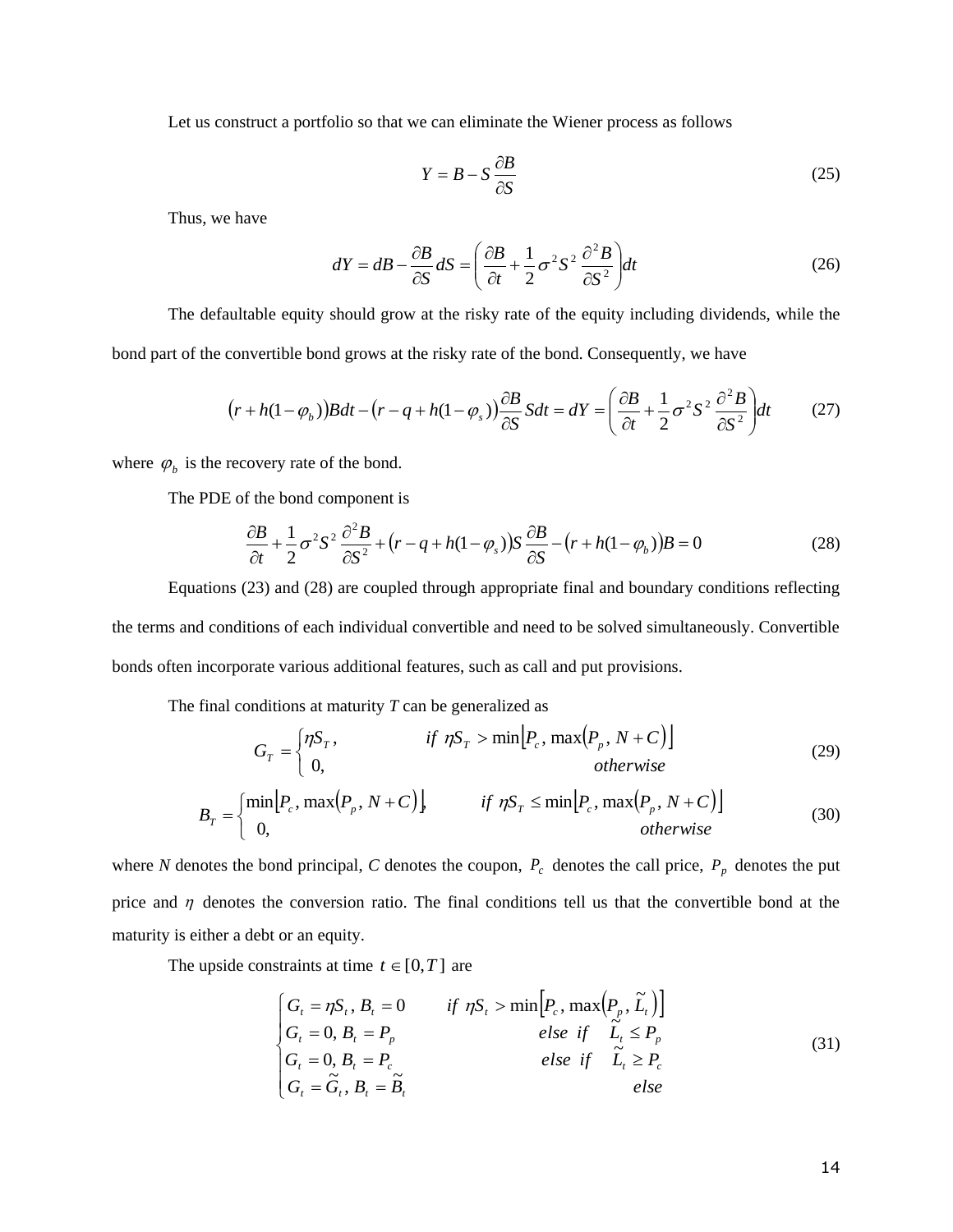Let us construct a portfolio so that we can eliminate the Wiener process as follows

$$Y = B - S \frac{\partial B}{\partial S} \tag{25}$$

Thus, we have

$$dY = dB - \frac{\partial B}{\partial S} dS = \left( \frac{\partial B}{\partial t} + \frac{1}{2} \sigma^2 S^2 \frac{\partial^2 B}{\partial S^2} \right) dt \tag{26}$$

The defaultable equity should grow at the risky rate of the equity including dividends, while the bond part of the convertible bond grows at the risky rate of the bond. Consequently, we have

$$\left(r + h(1-\varphi_b)\right) B dt - \left(r - q + h(1-\varphi_s)\right) \frac{\partial B}{\partial S} S dt = dY = \left( \frac{\partial B}{\partial t} + \frac{1}{2} \sigma^2 S^2 \frac{\partial^2 B}{\partial S^2} \right) dt \tag{27}$$

where $\varphi_b$ is the recovery rate of the bond.

The PDE of the bond component is

$$\frac{\partial B}{\partial t} + \frac{1}{2} \sigma^2 S^2 \frac{\partial^2 B}{\partial S^2} + \left(r - q + h(1-\varphi_s)\right) S \frac{\partial B}{\partial S} - \left(r + h(1-\varphi_b)\right) B = 0 \tag{28}$$

Equations (23) and (28) are coupled through appropriate final and boundary conditions reflecting the terms and conditions of each individual convertible and need to be solved simultaneously. Convertible bonds often incorporate various additional features, such as call and put provisions.

The final conditions at maturity *T* can be generalized as

$$G_T = \begin{cases} \eta S_T, & \text{if } \eta S_T > \min\left[P_c, \max\left(P_p, N + C\right)\right] \\ 0, & \text{otherwise} \end{cases} \tag{29}$$

$$B_T = \begin{cases} \min\left[P_c, \max\left(P_p, N + C\right)\right], & \text{if } \eta S_T \le \min\left[P_c, \max\left(P_p, N + C\right)\right] \\ 0, & \text{otherwise} \end{cases} \tag{30}$$

where *N* denotes the bond principal, *C* denotes the coupon, $P_c$ denotes the call price, $P_p$ denotes the put price and $\eta$ denotes the conversion ratio. The final conditions tell us that the convertible bond at the maturity is either a debt or an equity.

The upside constraints at time $t \in [0, T]$ are

$$\begin{cases} G_t = \eta S_t, \; B_t = 0 & \text{if } \eta S_t > \min\left[P_c, \max\left(P_p, \tilde{L}_t\right)\right] \\ G_t = 0, \; B_t = P_p & \text{else if } \quad \tilde{L}_t \le P_p \\ G_t = 0, \; B_t = P_c & \text{else if } \quad \tilde{L}_t \ge P_c \\ G_t = \tilde{G}_t, \; B_t = \tilde{B}_t & \text{else} \end{cases} \tag{31}$$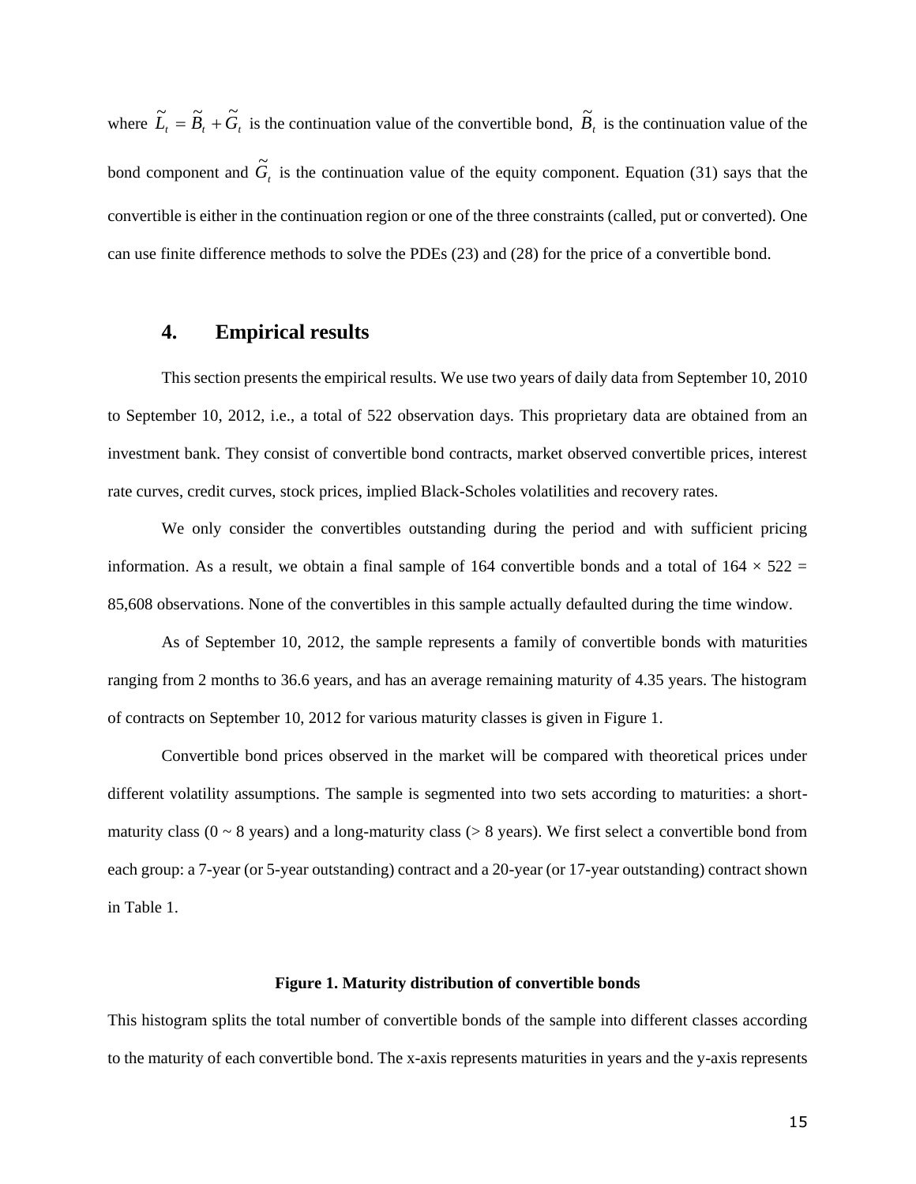where $\tilde{L}_t = \tilde{B}_t + \tilde{G}_t$ is the continuation value of the convertible bond, $\tilde{B}_t$ is the continuation value of the bond component and $\tilde{G}_t$ is the continuation value of the equity component. Equation (31) says that the convertible is either in the continuation region or one of the three constraints (called, put or converted). One can use finite difference methods to solve the PDEs (23) and (28) for the price of a convertible bond.

## 4. Empirical results

This section presents the empirical results. We use two years of daily data from September 10, 2010 to September 10, 2012, i.e., a total of 522 observation days. This proprietary data are obtained from an investment bank. They consist of convertible bond contracts, market observed convertible prices, interest rate curves, credit curves, stock prices, implied Black-Scholes volatilities and recovery rates.

We only consider the convertibles outstanding during the period and with sufficient pricing information. As a result, we obtain a final sample of 164 convertible bonds and a total of 164 × 522 = 85,608 observations. None of the convertibles in this sample actually defaulted during the time window.

As of September 10, 2012, the sample represents a family of convertible bonds with maturities ranging from 2 months to 36.6 years, and has an average remaining maturity of 4.35 years. The histogram of contracts on September 10, 2012 for various maturity classes is given in Figure 1.

Convertible bond prices observed in the market will be compared with theoretical prices under different volatility assumptions. The sample is segmented into two sets according to maturities: a short-maturity class (0 ~ 8 years) and a long-maturity class (> 8 years). We first select a convertible bond from each group: a 7-year (or 5-year outstanding) contract and a 20-year (or 17-year outstanding) contract shown in Table 1.

**Figure 1. Maturity distribution of convertible bonds**

This histogram splits the total number of convertible bonds of the sample into different classes according to the maturity of each convertible bond. The x-axis represents maturities in years and the y-axis represents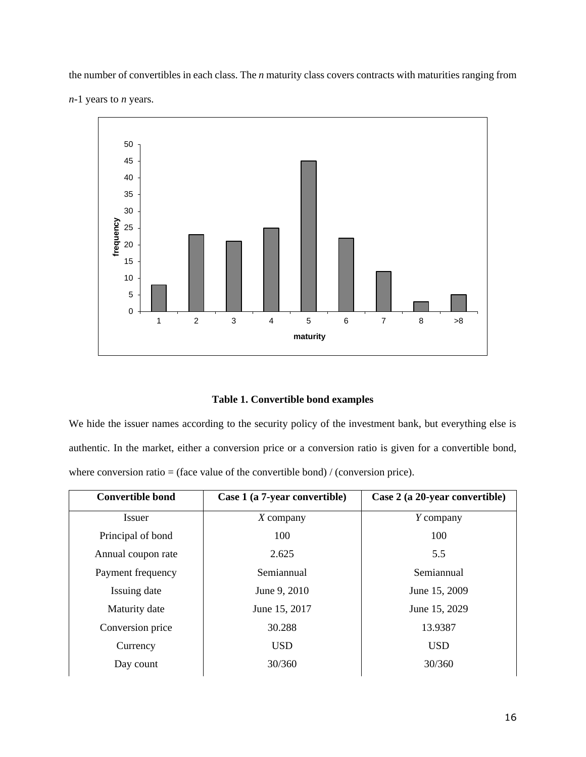the number of convertibles in each class. The *n* maturity class covers contracts with maturities ranging from $n$-1 years to $n$ years.

**Table 1. Convertible bond examples**

We hide the issuer names according to the security policy of the investment bank, but everything else is authentic. In the market, either a conversion price or a conversion ratio is given for a convertible bond, where conversion ratio = (face value of the convertible bond) / (conversion price).

| Convertible bond | Case 1 (a 7-year convertible) | Case 2 (a 20-year convertible) |
|---|---|---|
| Issuer | *X* company | *Y* company |
| Principal of bond | 100 | 100 |
| Annual coupon rate | 2.625 | 5.5 |
| Payment frequency | Semiannual | Semiannual |
| Issuing date | June 9, 2010 | June 15, 2009 |
| Maturity date | June 15, 2017 | June 15, 2029 |
| Conversion price | 30.288 | 13.9387 |
| Currency | USD | USD |
| Day count | 30/360 | 30/360 |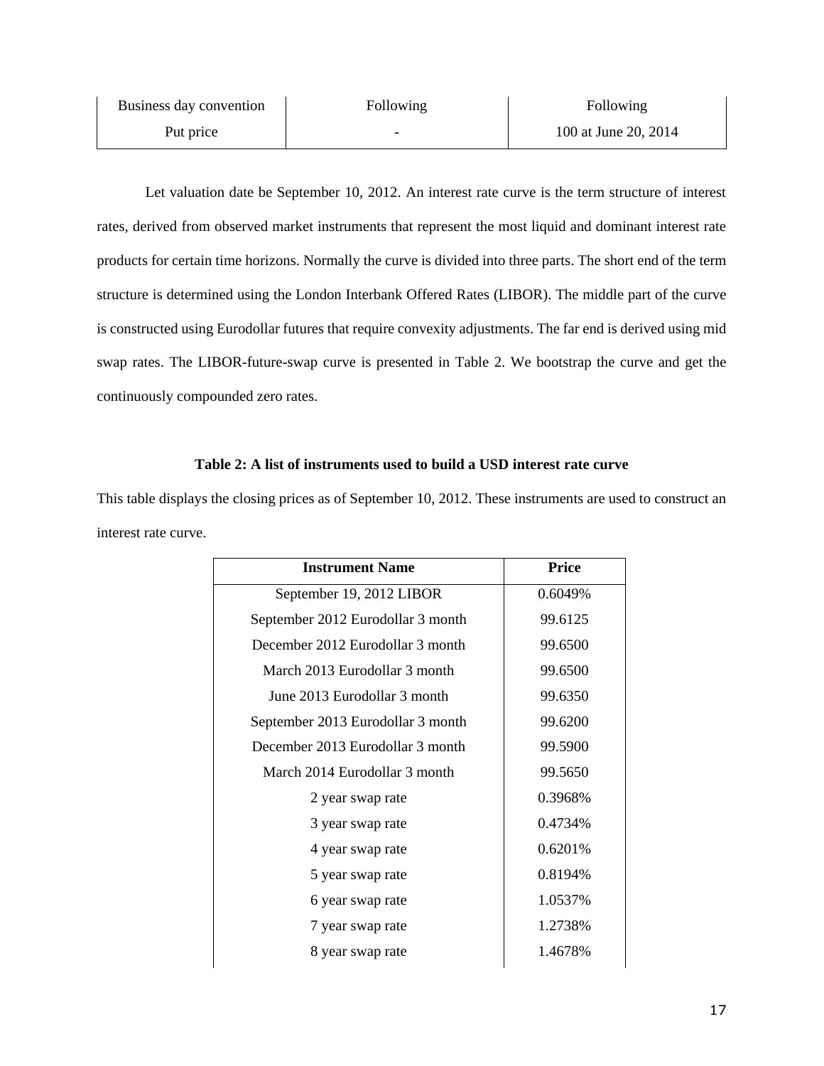| Business day convention | Following | Following |
|---|---|---|
| Put price | - | 100 at June 20, 2014 |

Let valuation date be September 10, 2012. An interest rate curve is the term structure of interest rates, derived from observed market instruments that represent the most liquid and dominant interest rate products for certain time horizons. Normally the curve is divided into three parts. The short end of the term structure is determined using the London Interbank Offered Rates (LIBOR). The middle part of the curve is constructed using Eurodollar futures that require convexity adjustments. The far end is derived using mid swap rates. The LIBOR-future-swap curve is presented in Table 2. We bootstrap the curve and get the continuously compounded zero rates.

**Table 2: A list of instruments used to build a USD interest rate curve**

This table displays the closing prices as of September 10, 2012. These instruments are used to construct an interest rate curve.

| Instrument Name | Price |
|---|---|
| September 19, 2012 LIBOR | 0.6049% |
| September 2012 Eurodollar 3 month | 99.6125 |
| December 2012 Eurodollar 3 month | 99.6500 |
| March 2013 Eurodollar 3 month | 99.6500 |
| June 2013 Eurodollar 3 month | 99.6350 |
| September 2013 Eurodollar 3 month | 99.6200 |
| December 2013 Eurodollar 3 month | 99.5900 |
| March 2014 Eurodollar 3 month | 99.5650 |
| 2 year swap rate | 0.3968% |
| 3 year swap rate | 0.4734% |
| 4 year swap rate | 0.6201% |
| 5 year swap rate | 0.8194% |
| 6 year swap rate | 1.0537% |
| 7 year swap rate | 1.2738% |
| 8 year swap rate | 1.4678% |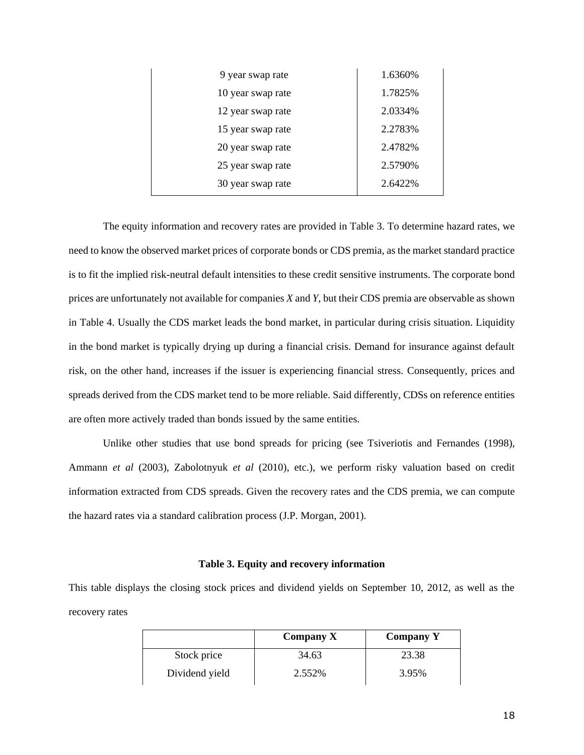| 9 year swap rate | 1.6360% |
|---|---|
| 10 year swap rate | 1.7825% |
| 12 year swap rate | 2.0334% |
| 15 year swap rate | 2.2783% |
| 20 year swap rate | 2.4782% |
| 25 year swap rate | 2.5790% |
| 30 year swap rate | 2.6422% |

The equity information and recovery rates are provided in Table 3. To determine hazard rates, we need to know the observed market prices of corporate bonds or CDS premia, as the market standard practice is to fit the implied risk-neutral default intensities to these credit sensitive instruments. The corporate bond prices are unfortunately not available for companies *X* and *Y*, but their CDS premia are observable as shown in Table 4. Usually the CDS market leads the bond market, in particular during crisis situation. Liquidity in the bond market is typically drying up during a financial crisis. Demand for insurance against default risk, on the other hand, increases if the issuer is experiencing financial stress. Consequently, prices and spreads derived from the CDS market tend to be more reliable. Said differently, CDSs on reference entities are often more actively traded than bonds issued by the same entities.

Unlike other studies that use bond spreads for pricing (see Tsiveriotis and Fernandes (1998), Ammann *et al* (2003), Zabolotnyuk *et al* (2010), etc.), we perform risky valuation based on credit information extracted from CDS spreads. Given the recovery rates and the CDS premia, we can compute the hazard rates via a standard calibration process (J.P. Morgan, 2001).

**Table 3. Equity and recovery information**

This table displays the closing stock prices and dividend yields on September 10, 2012, as well as the recovery rates

| | **Company X** | **Company Y** |
|---|---|---|
| Stock price | 34.63 | 23.38 |
| Dividend yield | 2.552% | 3.95% |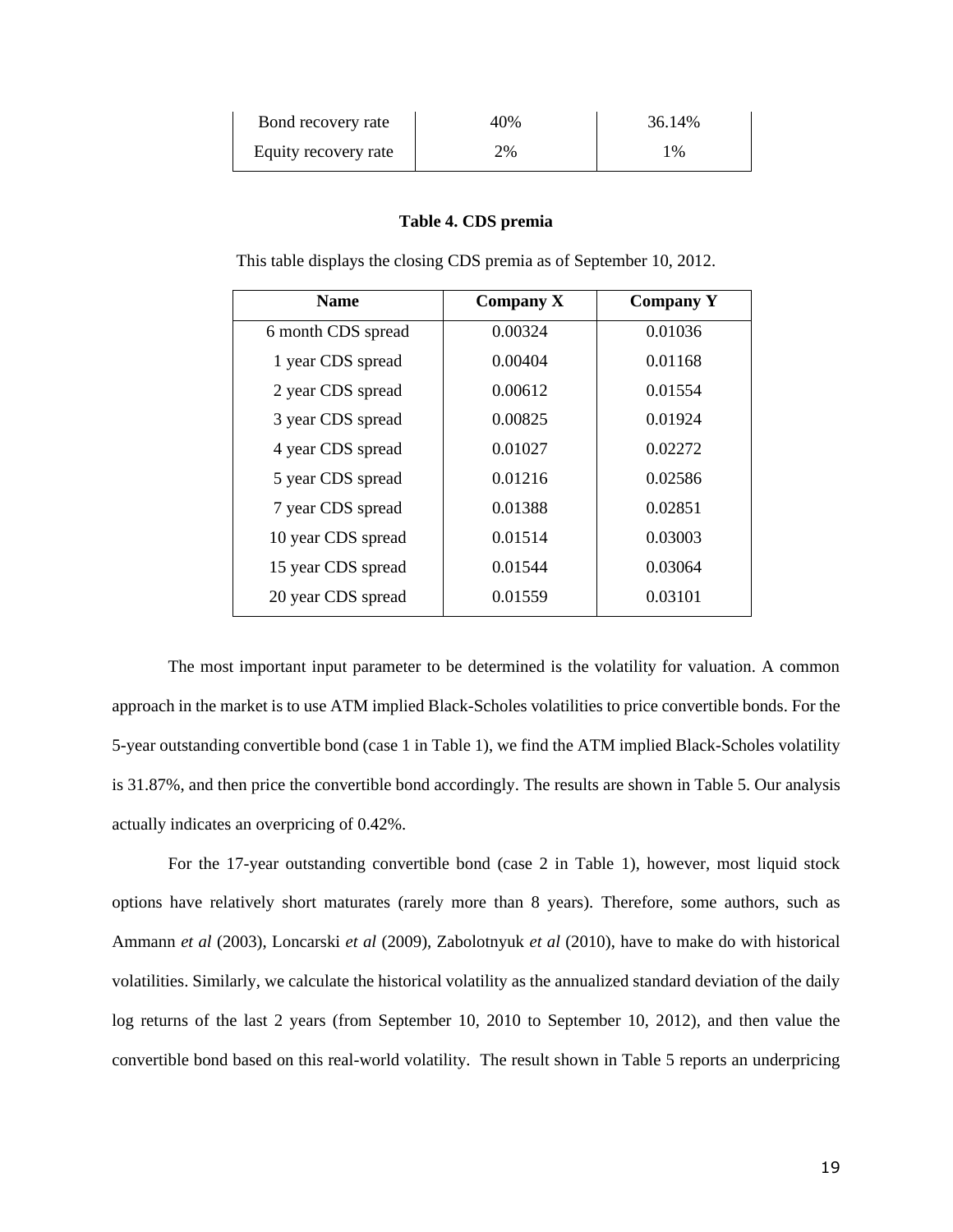| Bond recovery rate | 40% | 36.14% |
|---|---|---|
| Equity recovery rate | 2% | 1% |

**Table 4. CDS premia**

This table displays the closing CDS premia as of September 10, 2012.

| Name | Company X | Company Y |
|---|---|---|
| 6 month CDS spread | 0.00324 | 0.01036 |
| 1 year CDS spread | 0.00404 | 0.01168 |
| 2 year CDS spread | 0.00612 | 0.01554 |
| 3 year CDS spread | 0.00825 | 0.01924 |
| 4 year CDS spread | 0.01027 | 0.02272 |
| 5 year CDS spread | 0.01216 | 0.02586 |
| 7 year CDS spread | 0.01388 | 0.02851 |
| 10 year CDS spread | 0.01514 | 0.03003 |
| 15 year CDS spread | 0.01544 | 0.03064 |
| 20 year CDS spread | 0.01559 | 0.03101 |

The most important input parameter to be determined is the volatility for valuation. A common approach in the market is to use ATM implied Black-Scholes volatilities to price convertible bonds. For the 5-year outstanding convertible bond (case 1 in Table 1), we find the ATM implied Black-Scholes volatility is 31.87%, and then price the convertible bond accordingly. The results are shown in Table 5. Our analysis actually indicates an overpricing of 0.42%.

For the 17-year outstanding convertible bond (case 2 in Table 1), however, most liquid stock options have relatively short maturates (rarely more than 8 years). Therefore, some authors, such as Ammann *et al* (2003), Loncarski *et al* (2009), Zabolotnyuk *et al* (2010), have to make do with historical volatilities. Similarly, we calculate the historical volatility as the annualized standard deviation of the daily log returns of the last 2 years (from September 10, 2010 to September 10, 2012), and then value the convertible bond based on this real-world volatility. The result shown in Table 5 reports an underpricing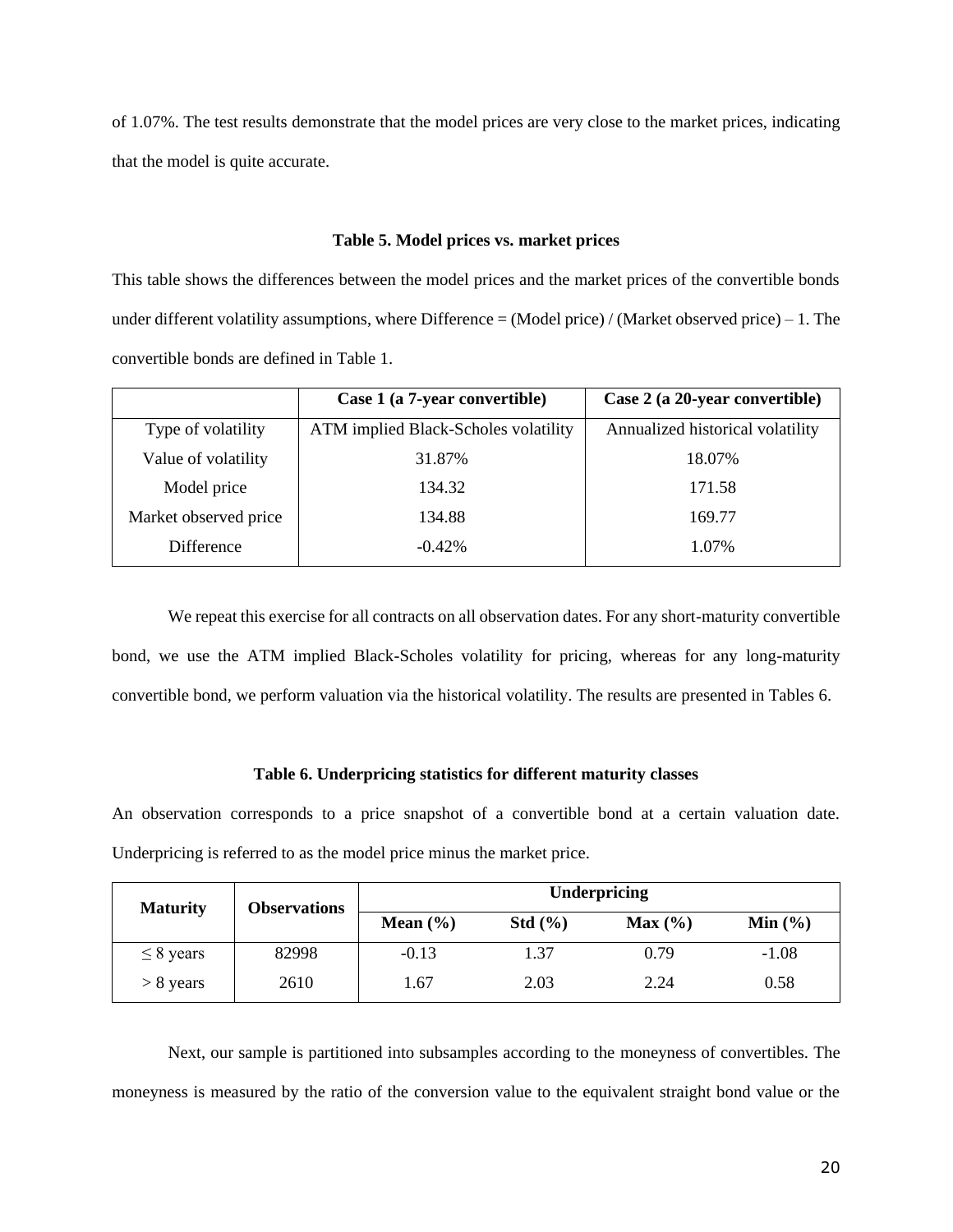of 1.07%. The test results demonstrate that the model prices are very close to the market prices, indicating that the model is quite accurate.

**Table 5. Model prices vs. market prices**

This table shows the differences between the model prices and the market prices of the convertible bonds under different volatility assumptions, where Difference = (Model price) / (Market observed price) – 1. The convertible bonds are defined in Table 1.

| | Case 1 (a 7-year convertible) | Case 2 (a 20-year convertible) |
|---|---|---|
| Type of volatility | ATM implied Black-Scholes volatility | Annualized historical volatility |
| Value of volatility | 31.87% | 18.07% |
| Model price | 134.32 | 171.58 |
| Market observed price | 134.88 | 169.77 |
| Difference | -0.42% | 1.07% |

We repeat this exercise for all contracts on all observation dates. For any short-maturity convertible bond, we use the ATM implied Black-Scholes volatility for pricing, whereas for any long-maturity convertible bond, we perform valuation via the historical volatility. The results are presented in Tables 6.

**Table 6. Underpricing statistics for different maturity classes**

An observation corresponds to a price snapshot of a convertible bond at a certain valuation date. Underpricing is referred to as the model price minus the market price.

| Maturity | Observations | Underpricing | | | |
|---|---|---|---|---|---|
| | | Mean (%) | Std (%) | Max (%) | Min (%) |
| ≤ 8 years | 82998 | -0.13 | 1.37 | 0.79 | -1.08 |
| > 8 years | 2610 | 1.67 | 2.03 | 2.24 | 0.58 |

Next, our sample is partitioned into subsamples according to the moneyness of convertibles. The moneyness is measured by the ratio of the conversion value to the equivalent straight bond value or the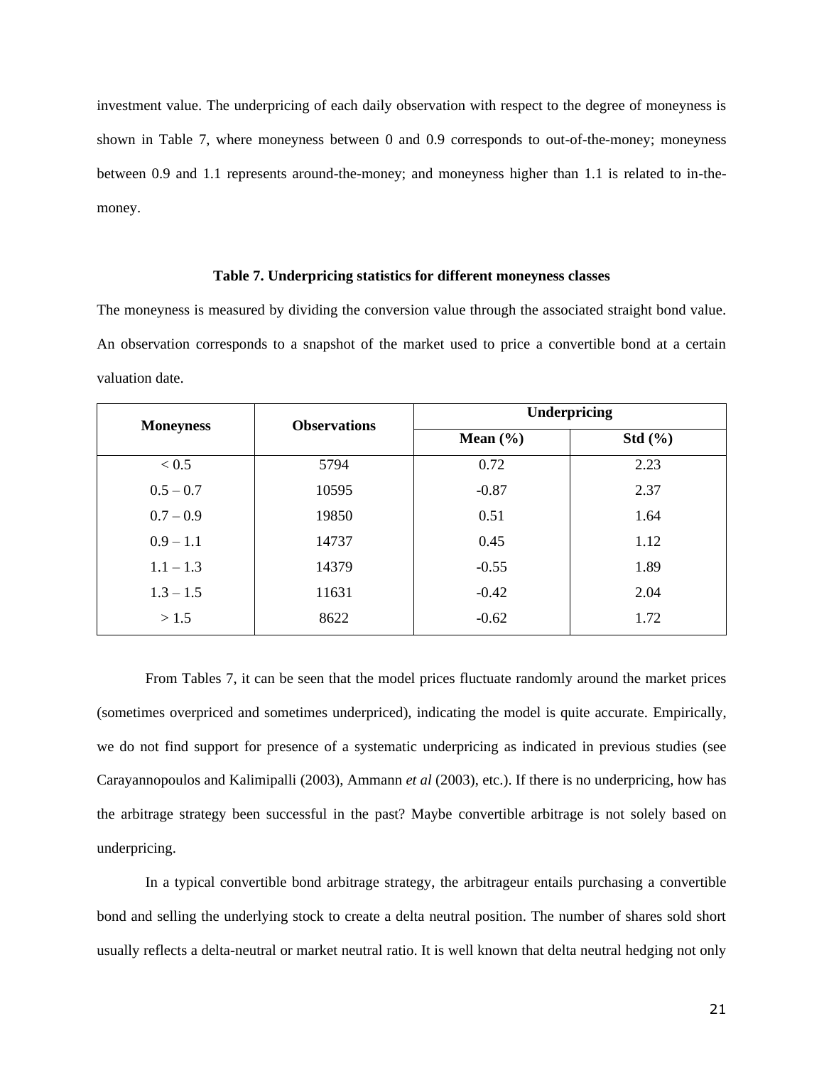investment value. The underpricing of each daily observation with respect to the degree of moneyness is shown in Table 7, where moneyness between 0 and 0.9 corresponds to out-of-the-money; moneyness between 0.9 and 1.1 represents around-the-money; and moneyness higher than 1.1 is related to in-the-money.

**Table 7. Underpricing statistics for different moneyness classes**

The moneyness is measured by dividing the conversion value through the associated straight bond value. An observation corresponds to a snapshot of the market used to price a convertible bond at a certain valuation date.

| Moneyness | Observations | Underpricing | |
|---|---|---|---|
| | | Mean (%) | Std (%) |
| < 0.5 | 5794 | 0.72 | 2.23 |
| 0.5 – 0.7 | 10595 | -0.87 | 2.37 |
| 0.7 – 0.9 | 19850 | 0.51 | 1.64 |
| 0.9 – 1.1 | 14737 | 0.45 | 1.12 |
| 1.1 – 1.3 | 14379 | -0.55 | 1.89 |
| 1.3 – 1.5 | 11631 | -0.42 | 2.04 |
| > 1.5 | 8622 | -0.62 | 1.72 |

From Tables 7, it can be seen that the model prices fluctuate randomly around the market prices (sometimes overpriced and sometimes underpriced), indicating the model is quite accurate. Empirically, we do not find support for presence of a systematic underpricing as indicated in previous studies (see Carayannopoulos and Kalimipalli (2003), Ammann *et al* (2003), etc.). If there is no underpricing, how has the arbitrage strategy been successful in the past? Maybe convertible arbitrage is not solely based on underpricing.

In a typical convertible bond arbitrage strategy, the arbitrageur entails purchasing a convertible bond and selling the underlying stock to create a delta neutral position. The number of shares sold short usually reflects a delta-neutral or market neutral ratio. It is well known that delta neutral hedging not only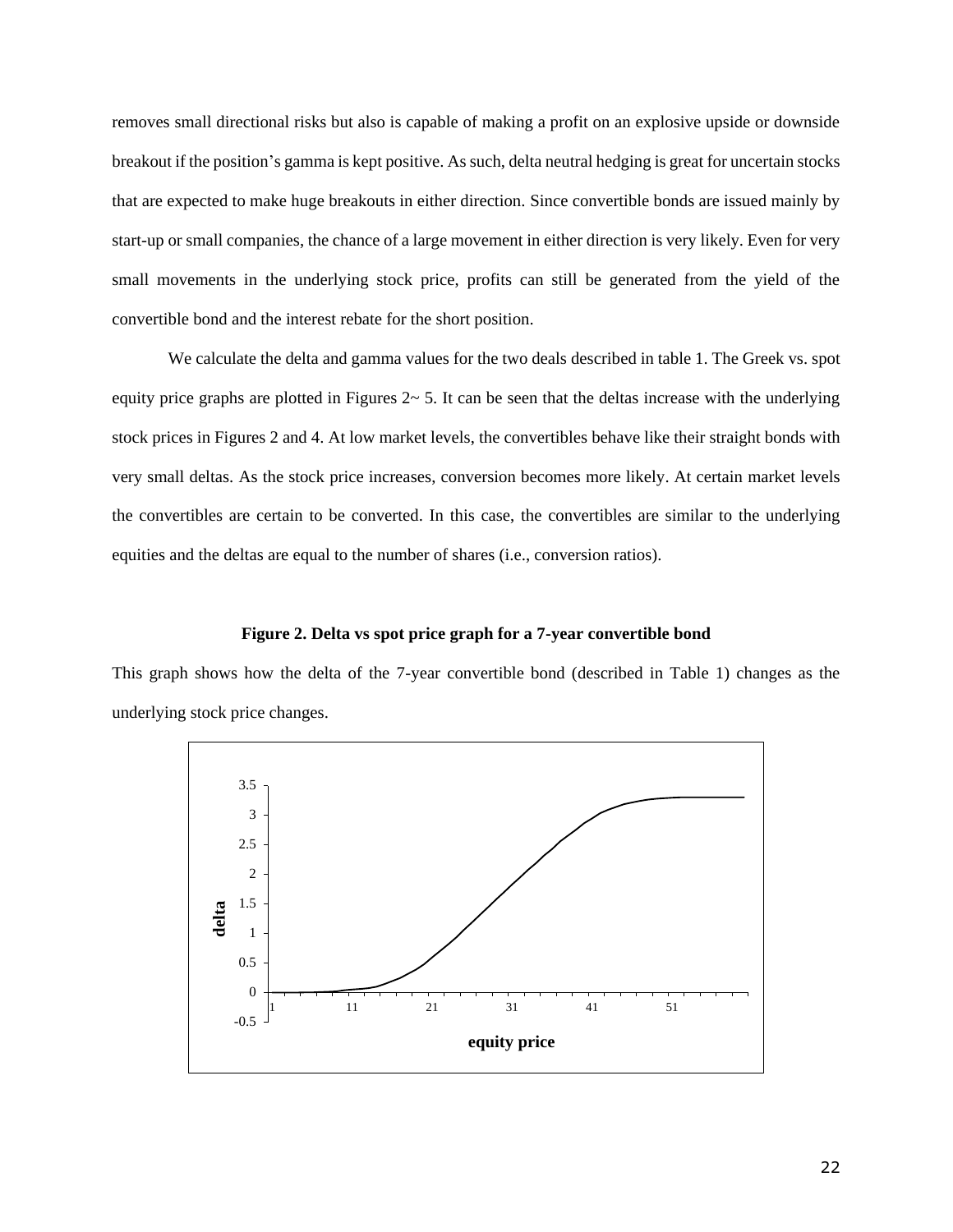removes small directional risks but also is capable of making a profit on an explosive upside or downside breakout if the position's gamma is kept positive. As such, delta neutral hedging is great for uncertain stocks that are expected to make huge breakouts in either direction. Since convertible bonds are issued mainly by start-up or small companies, the chance of a large movement in either direction is very likely. Even for very small movements in the underlying stock price, profits can still be generated from the yield of the convertible bond and the interest rebate for the short position.

We calculate the delta and gamma values for the two deals described in table 1. The Greek vs. spot equity price graphs are plotted in Figures 2~ 5. It can be seen that the deltas increase with the underlying stock prices in Figures 2 and 4. At low market levels, the convertibles behave like their straight bonds with very small deltas. As the stock price increases, conversion becomes more likely. At certain market levels the convertibles are certain to be converted. In this case, the convertibles are similar to the underlying equities and the deltas are equal to the number of shares (i.e., conversion ratios).

**Figure 2. Delta vs spot price graph for a 7-year convertible bond**

This graph shows how the delta of the 7-year convertible bond (described in Table 1) changes as the underlying stock price changes.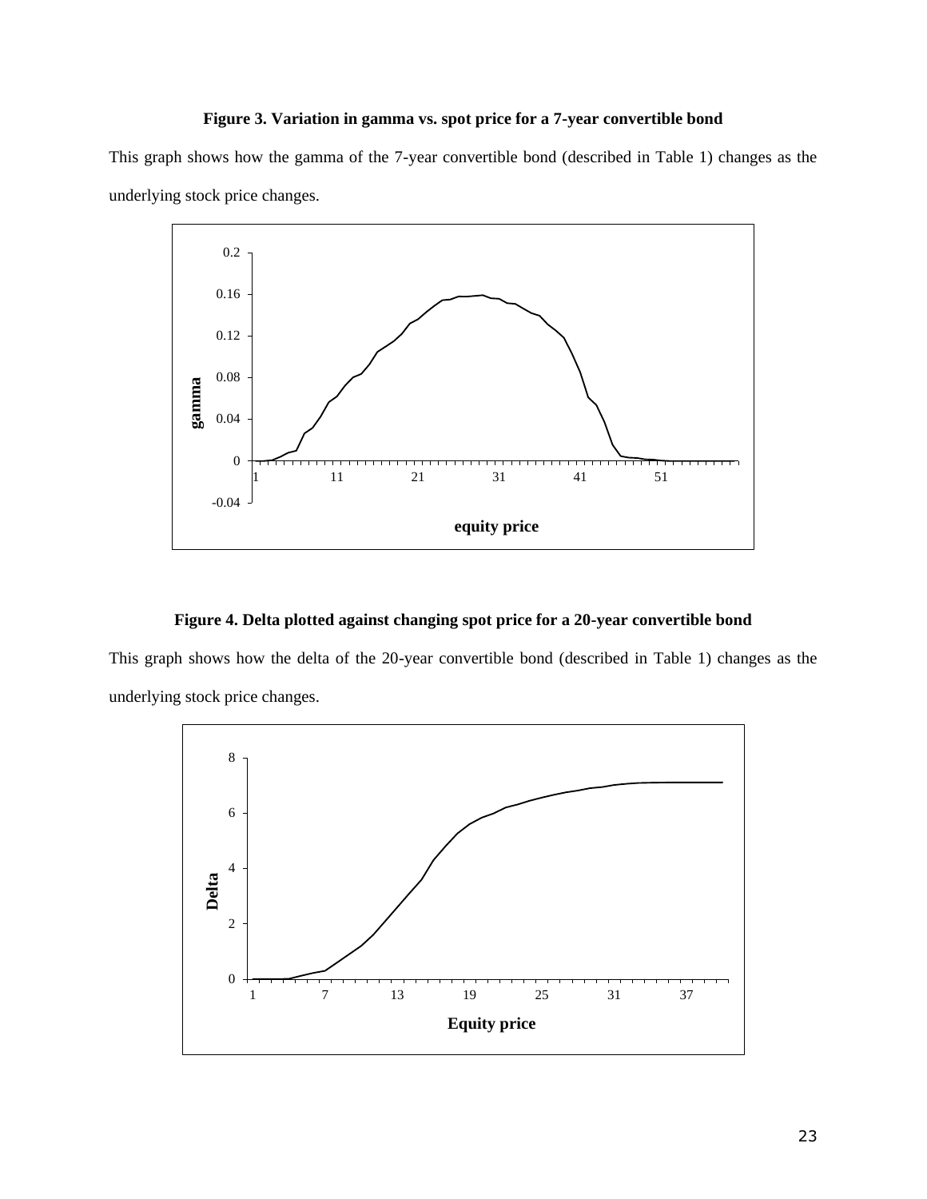**Figure 3. Variation in gamma vs. spot price for a 7-year convertible bond**

This graph shows how the gamma of the 7-year convertible bond (described in Table 1) changes as the underlying stock price changes.

**Figure 4. Delta plotted against changing spot price for a 20-year convertible bond**

This graph shows how the delta of the 20-year convertible bond (described in Table 1) changes as the underlying stock price changes.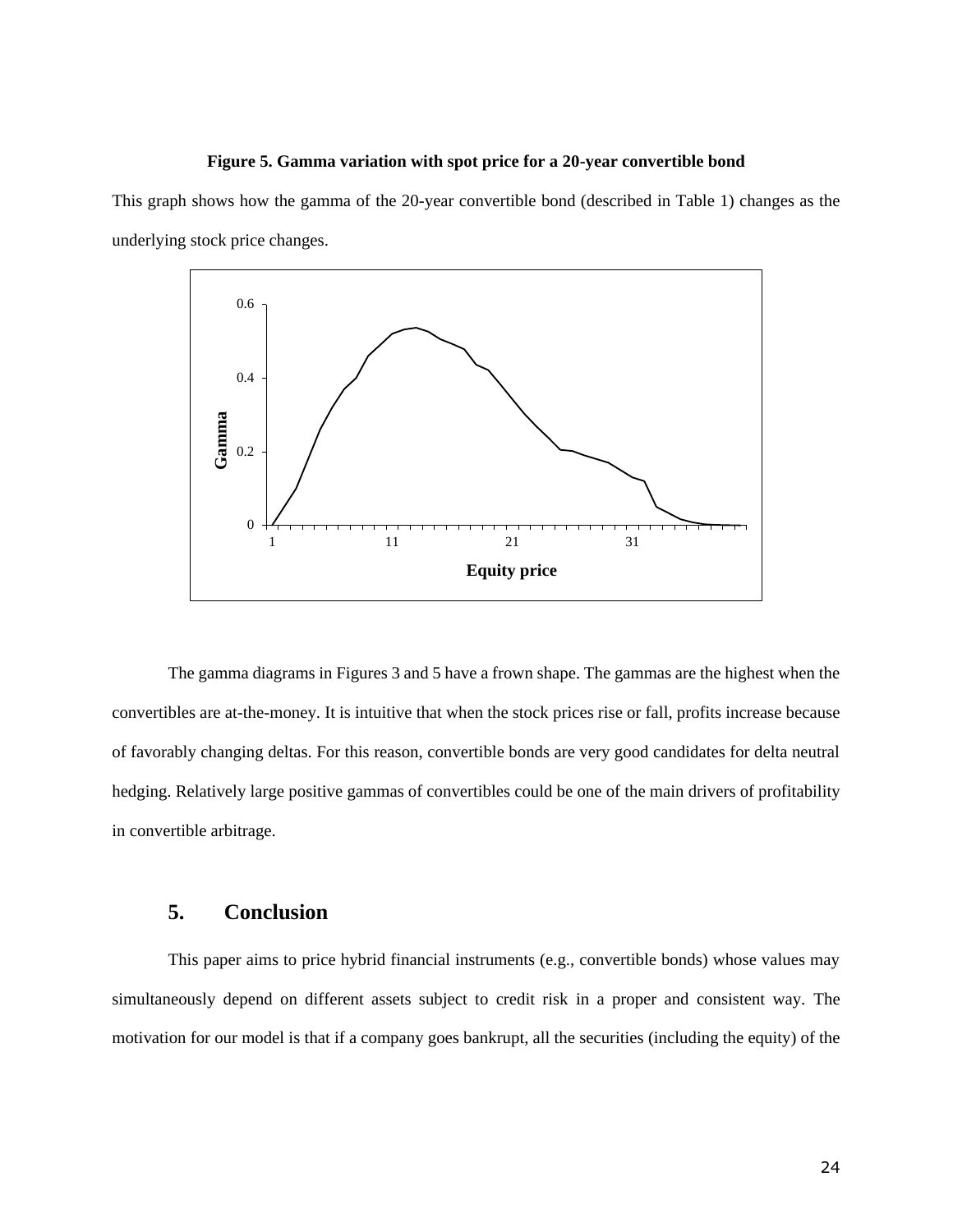**Figure 5. Gamma variation with spot price for a 20-year convertible bond**

This graph shows how the gamma of the 20-year convertible bond (described in Table 1) changes as the underlying stock price changes.

The gamma diagrams in Figures 3 and 5 have a frown shape. The gammas are the highest when the convertibles are at-the-money. It is intuitive that when the stock prices rise or fall, profits increase because of favorably changing deltas. For this reason, convertible bonds are very good candidates for delta neutral hedging. Relatively large positive gammas of convertibles could be one of the main drivers of profitability in convertible arbitrage.

## 5. Conclusion

This paper aims to price hybrid financial instruments (e.g., convertible bonds) whose values may simultaneously depend on different assets subject to credit risk in a proper and consistent way. The motivation for our model is that if a company goes bankrupt, all the securities (including the equity) of the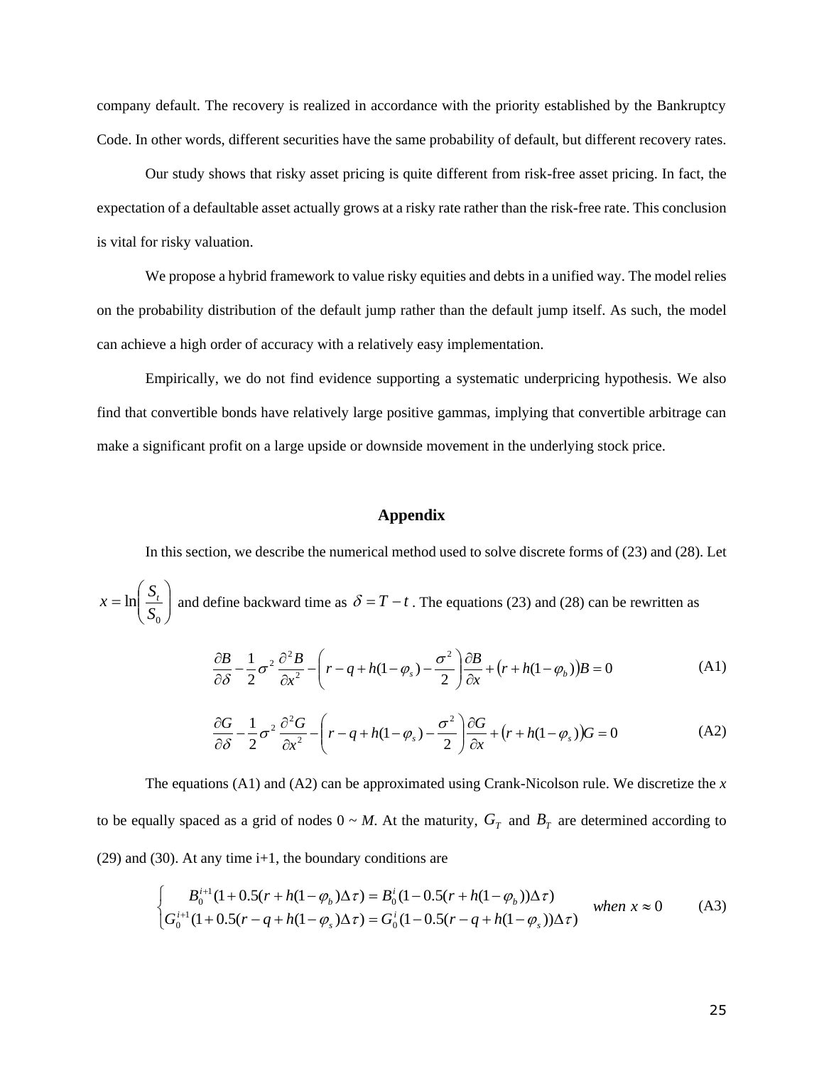company default. The recovery is realized in accordance with the priority established by the Bankruptcy Code. In other words, different securities have the same probability of default, but different recovery rates.

Our study shows that risky asset pricing is quite different from risk-free asset pricing. In fact, the expectation of a defaultable asset actually grows at a risky rate rather than the risk-free rate. This conclusion is vital for risky valuation.

We propose a hybrid framework to value risky equities and debts in a unified way. The model relies on the probability distribution of the default jump rather than the default jump itself. As such, the model can achieve a high order of accuracy with a relatively easy implementation.

Empirically, we do not find evidence supporting a systematic underpricing hypothesis. We also find that convertible bonds have relatively large positive gammas, implying that convertible arbitrage can make a significant profit on a large upside or downside movement in the underlying stock price.

## Appendix

In this section, we describe the numerical method used to solve discrete forms of (23) and (28). Let $x = \ln\left(\frac{S_t}{S_0}\right)$ and define backward time as $\delta = T - t$. The equations (23) and (28) can be rewritten as

$$\frac{\partial B}{\partial \delta} - \frac{1}{2}\sigma^2 \frac{\partial^2 B}{\partial x^2} - \left(r - q + h(1-\varphi_s) - \frac{\sigma^2}{2}\right)\frac{\partial B}{\partial x} + \left(r + h(1-\varphi_b)\right)B = 0 \tag{A1}$$

$$\frac{\partial G}{\partial \delta} - \frac{1}{2}\sigma^2 \frac{\partial^2 G}{\partial x^2} - \left(r - q + h(1-\varphi_s) - \frac{\sigma^2}{2}\right)\frac{\partial G}{\partial x} + \left(r + h(1-\varphi_s)\right)G = 0 \tag{A2}$$

The equations (A1) and (A2) can be approximated using Crank-Nicolson rule. We discretize the *x* to be equally spaced as a grid of nodes 0 ~ *M*. At the maturity, $G_T$ and $B_T$ are determined according to (29) and (30). At any time i+1, the boundary conditions are

$$\begin{cases} B_0^{i+1}(1 + 0.5(r + h(1-\varphi_b)\Delta\tau) = B_0^i(1 - 0.5(r + h(1-\varphi_b))\Delta\tau) \\ G_0^{i+1}(1 + 0.5(r - q + h(1-\varphi_s)\Delta\tau) = G_0^i(1 - 0.5(r - q + h(1-\varphi_s))\Delta\tau) \end{cases} \quad when\ x \approx 0 \tag{A3}$$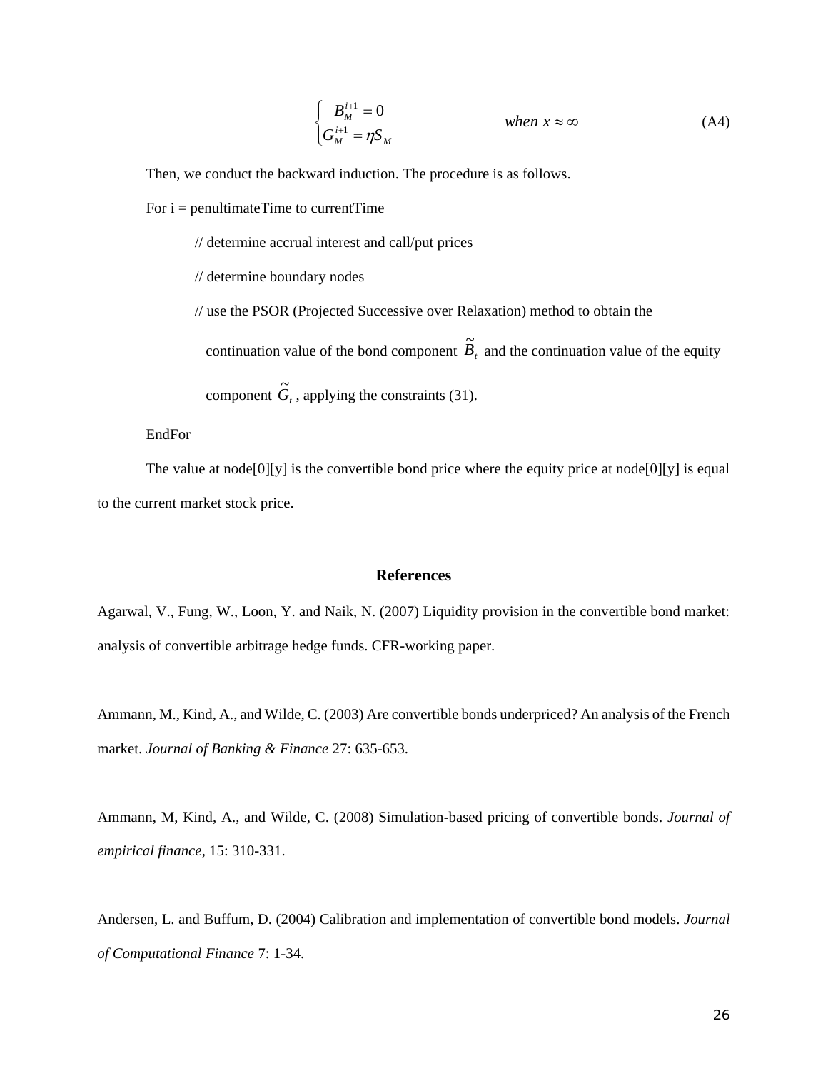$$\begin{cases} B_M^{i+1} = 0 \\ G_M^{i+1} = \eta S_M \end{cases} \qquad when\ x \approx \infty \tag{A4}$$

Then, we conduct the backward induction. The procedure is as follows.

For i = penultimateTime to currentTime

// determine accrual interest and call/put prices

// determine boundary nodes

// use the PSOR (Projected Successive over Relaxation) method to obtain the continuation value of the bond component $\tilde{B}_t$ and the continuation value of the equity component $\tilde{G}_t$, applying the constraints (31).

EndFor

The value at node[0][y] is the convertible bond price where the equity price at node[0][y] is equal to the current market stock price.

## References

Agarwal, V., Fung, W., Loon, Y. and Naik, N. (2007) Liquidity provision in the convertible bond market: analysis of convertible arbitrage hedge funds. CFR-working paper.

Ammann, M., Kind, A., and Wilde, C. (2003) Are convertible bonds underpriced? An analysis of the French market. *Journal of Banking & Finance* 27: 635-653.

Ammann, M, Kind, A., and Wilde, C. (2008) Simulation-based pricing of convertible bonds. *Journal of empirical finance*, 15: 310-331.

Andersen, L. and Buffum, D. (2004) Calibration and implementation of convertible bond models. *Journal of Computational Finance* 7: 1-34.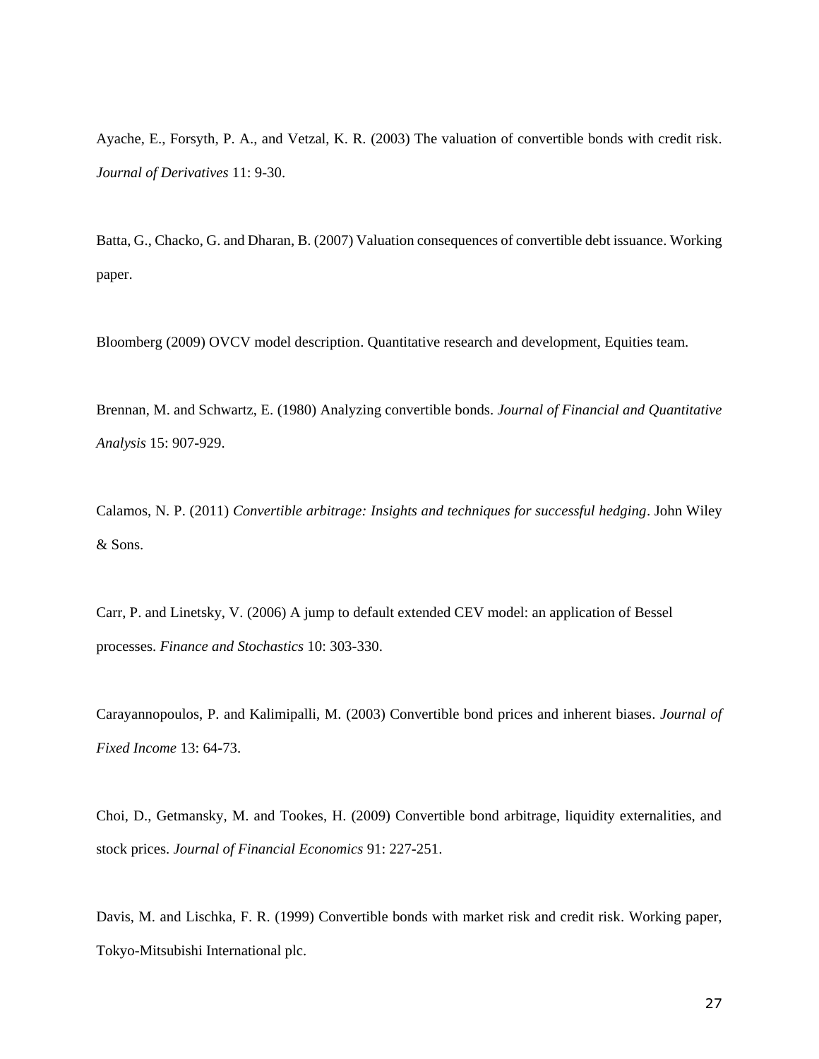Ayache, E., Forsyth, P. A., and Vetzal, K. R. (2003) The valuation of convertible bonds with credit risk. *Journal of Derivatives* 11: 9-30.

Batta, G., Chacko, G. and Dharan, B. (2007) Valuation consequences of convertible debt issuance. Working paper.

Bloomberg (2009) OVCV model description. Quantitative research and development, Equities team.

Brennan, M. and Schwartz, E. (1980) Analyzing convertible bonds. *Journal of Financial and Quantitative Analysis* 15: 907-929.

Calamos, N. P. (2011) *Convertible arbitrage: Insights and techniques for successful hedging*. John Wiley & Sons.

Carr, P. and Linetsky, V. (2006) A jump to default extended CEV model: an application of Bessel processes. *Finance and Stochastics* 10: 303-330.

Carayannopoulos, P. and Kalimipalli, M. (2003) Convertible bond prices and inherent biases. *Journal of Fixed Income* 13: 64-73.

Choi, D., Getmansky, M. and Tookes, H. (2009) Convertible bond arbitrage, liquidity externalities, and stock prices. *Journal of Financial Economics* 91: 227-251.

Davis, M. and Lischka, F. R. (1999) Convertible bonds with market risk and credit risk. Working paper, Tokyo-Mitsubishi International plc.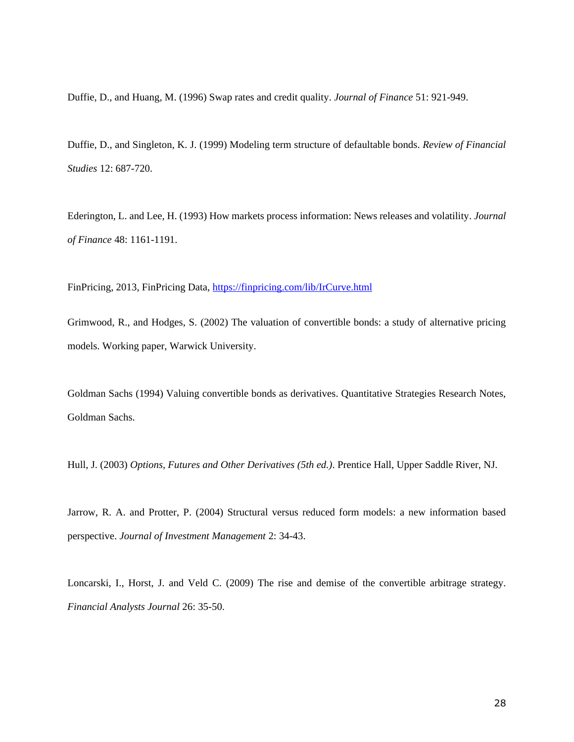Duffie, D., and Huang, M. (1996) Swap rates and credit quality. *Journal of Finance* 51: 921-949.

Duffie, D., and Singleton, K. J. (1999) Modeling term structure of defaultable bonds. *Review of Financial Studies* 12: 687-720.

Ederington, L. and Lee, H. (1993) How markets process information: News releases and volatility. *Journal of Finance* 48: 1161-1191.

FinPricing, 2013, FinPricing Data, [https://finpricing.com/lib/IrCurve.html](https://finpricing.com/lib/IrCurve.html)

Grimwood, R., and Hodges, S. (2002) The valuation of convertible bonds: a study of alternative pricing models. Working paper, Warwick University.

Goldman Sachs (1994) Valuing convertible bonds as derivatives. Quantitative Strategies Research Notes, Goldman Sachs.

Hull, J. (2003) *Options, Futures and Other Derivatives (5th ed.)*. Prentice Hall, Upper Saddle River, NJ.

Jarrow, R. A. and Protter, P. (2004) Structural versus reduced form models: a new information based perspective. *Journal of Investment Management* 2: 34-43.

Loncarski, I., Horst, J. and Veld C. (2009) The rise and demise of the convertible arbitrage strategy. *Financial Analysts Journal* 26: 35-50.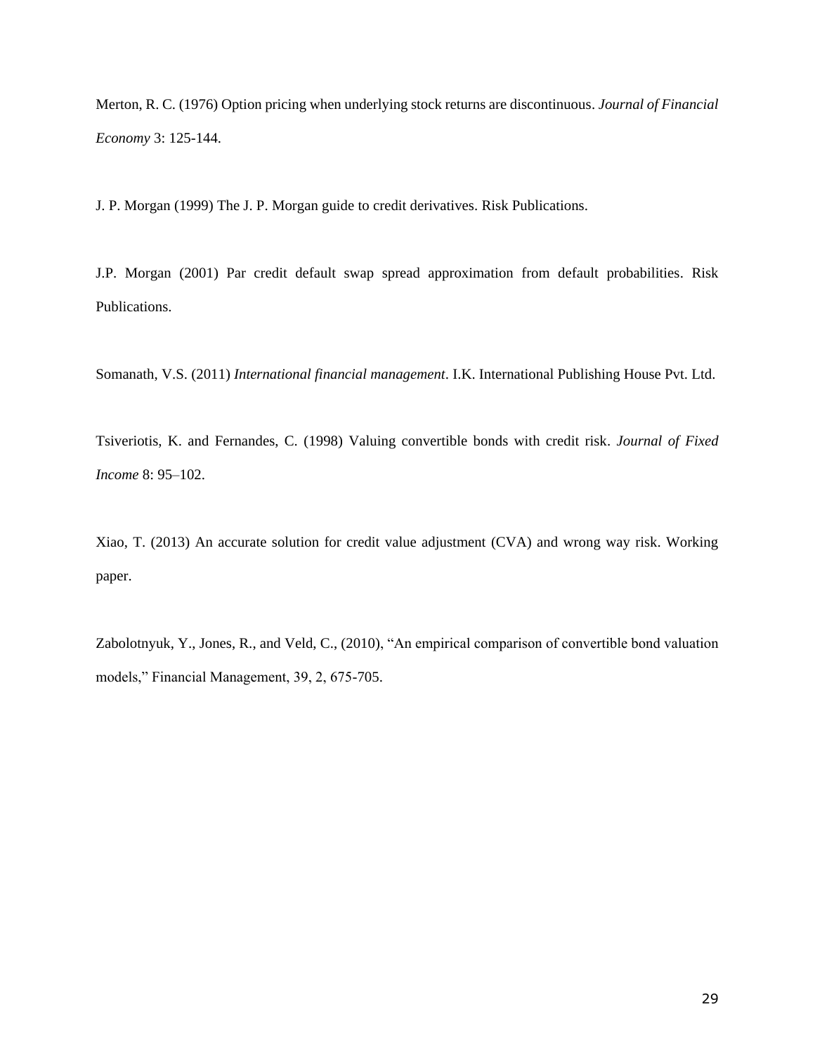Merton, R. C. (1976) Option pricing when underlying stock returns are discontinuous. *Journal of Financial Economy* 3: 125-144.

J. P. Morgan (1999) The J. P. Morgan guide to credit derivatives. Risk Publications.

J.P. Morgan (2001) Par credit default swap spread approximation from default probabilities. Risk Publications.

Somanath, V.S. (2011) *International financial management*. I.K. International Publishing House Pvt. Ltd.

Tsiveriotis, K. and Fernandes, C. (1998) Valuing convertible bonds with credit risk. *Journal of Fixed Income* 8: 95–102.

Xiao, T. (2013) An accurate solution for credit value adjustment (CVA) and wrong way risk. Working paper.

Zabolotnyuk, Y., Jones, R., and Veld, C., (2010), "An empirical comparison of convertible bond valuation models," Financial Management, 39, 2, 675-705.